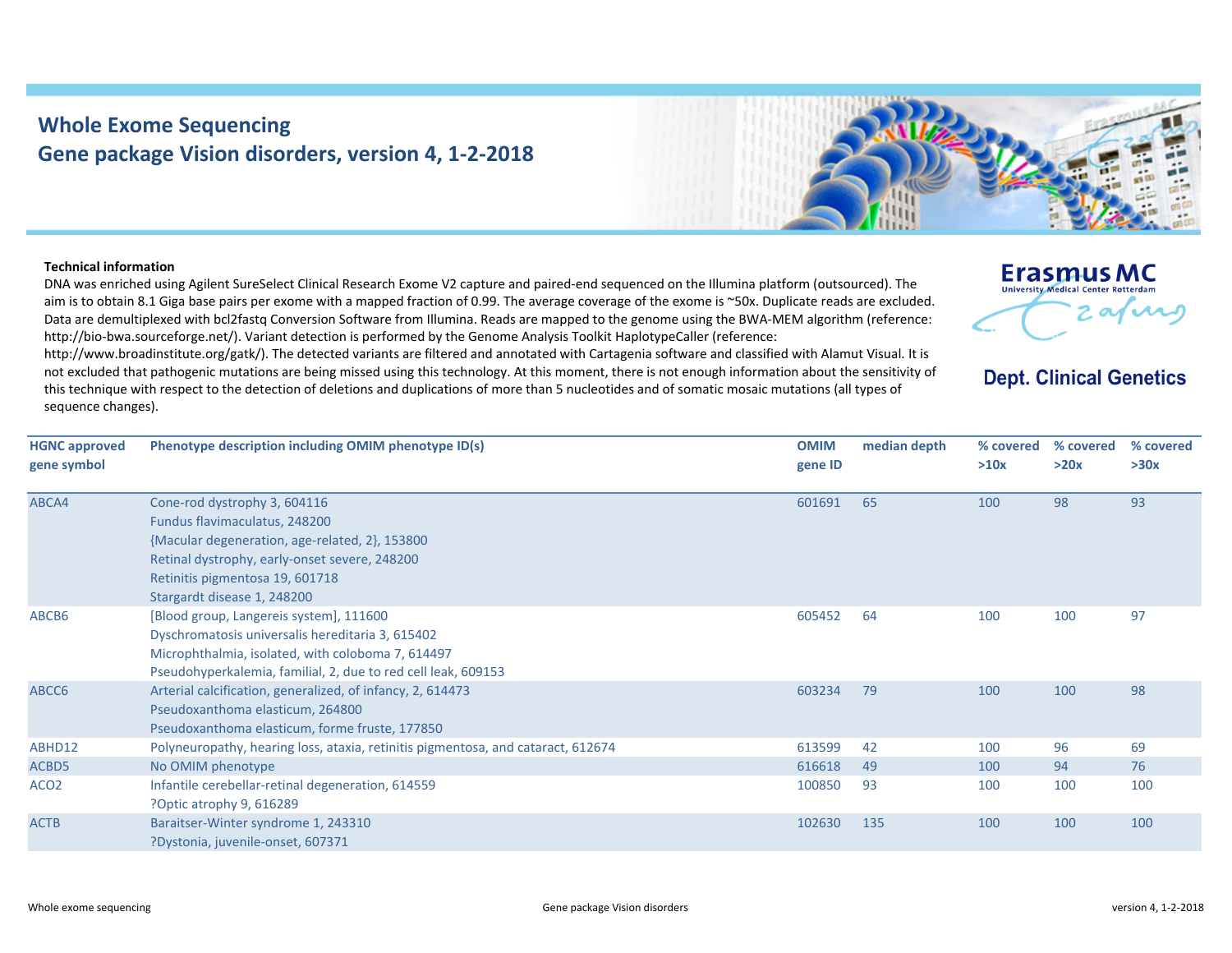# Whole Exome Sequencing
## Gene package Vision disorders, version 4, 1-2-2018

Erasmus MC
University Medical Center Rotterdam

Dept. Clinical Genetics

**Technical information**

DNA was enriched using Agilent SureSelect Clinical Research Exome V2 capture and paired-end sequenced on the Illumina platform (outsourced). The aim is to obtain 8.1 Giga base pairs per exome with a mapped fraction of 0.99. The average coverage of the exome is ~50x. Duplicate reads are excluded. Data are demultiplexed with bcl2fastq Conversion Software from Illumina. Reads are mapped to the genome using the BWA-MEM algorithm (reference: http://bio-bwa.sourceforge.net/). Variant detection is performed by the Genome Analysis Toolkit HaplotypeCaller (reference: http://www.broadinstitute.org/gatk/). The detected variants are filtered and annotated with Cartagenia software and classified with Alamut Visual. It is not excluded that pathogenic mutations are being missed using this technology. At this moment, there is not enough information about the sensitivity of this technique with respect to the detection of deletions and duplications of more than 5 nucleotides and of somatic mosaic mutations (all types of sequence changes).

| HGNC approved gene symbol | Phenotype description including OMIM phenotype ID(s) | OMIM gene ID | median depth | % covered >10x | % covered >20x | % covered >30x |
|---|---|---|---|---|---|---|
| ABCA4 | Cone-rod dystrophy 3, 604116<br>Fundus flavimaculatus, 248200<br>{Macular degeneration, age-related, 2}, 153800<br>Retinal dystrophy, early-onset severe, 248200<br>Retinitis pigmentosa 19, 601718<br>Stargardt disease 1, 248200 | 601691 | 65 | 100 | 98 | 93 |
| ABCB6 | [Blood group, Langereis system], 111600<br>Dyschromatosis universalis hereditaria 3, 615402<br>Microphthalmia, isolated, with coloboma 7, 614497<br>Pseudohyperkalemia, familial, 2, due to red cell leak, 609153 | 605452 | 64 | 100 | 100 | 97 |
| ABCC6 | Arterial calcification, generalized, of infancy, 2, 614473<br>Pseudoxanthoma elasticum, 264800<br>Pseudoxanthoma elasticum, forme fruste, 177850 | 603234 | 79 | 100 | 100 | 98 |
| ABHD12 | Polyneuropathy, hearing loss, ataxia, retinitis pigmentosa, and cataract, 612674 | 613599 | 42 | 100 | 96 | 69 |
| ACBD5 | No OMIM phenotype | 616618 | 49 | 100 | 94 | 76 |
| ACO2 | Infantile cerebellar-retinal degeneration, 614559<br>?Optic atrophy 9, 616289 | 100850 | 93 | 100 | 100 | 100 |
| ACTB | Baraitser-Winter syndrome 1, 243310<br>?Dystonia, juvenile-onset, 607371 | 102630 | 135 | 100 | 100 | 100 |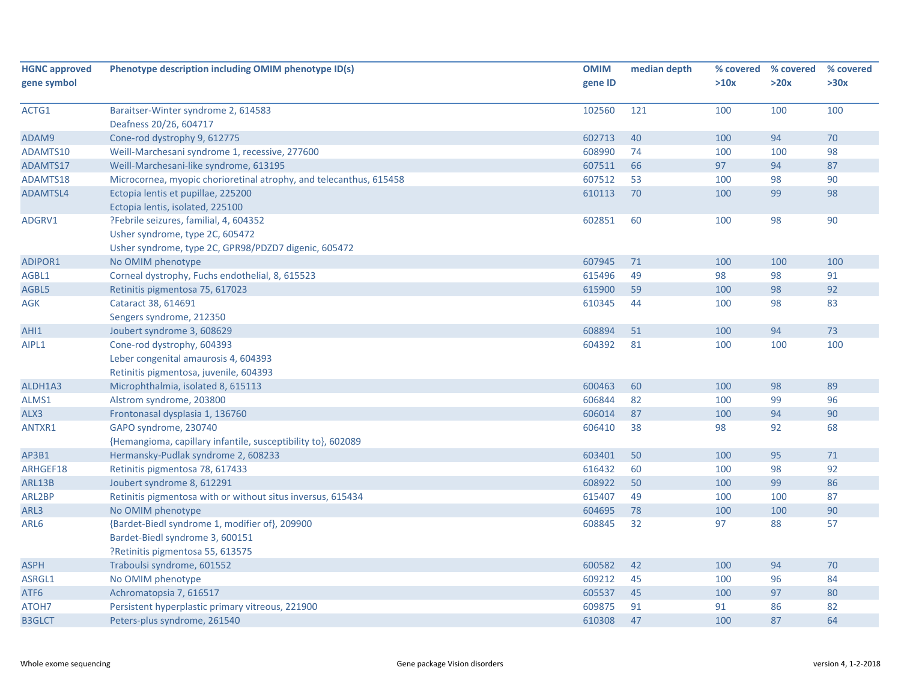| HGNC approved gene symbol | Phenotype description including OMIM phenotype ID(s) | OMIM gene ID | median depth | % covered >10x | % covered >20x | % covered >30x |
|---|---|---|---|---|---|---|
| ACTG1 | Baraitser-Winter syndrome 2, 614583<br>Deafness 20/26, 604717 | 102560 | 121 | 100 | 100 | 100 |
| ADAM9 | Cone-rod dystrophy 9, 612775 | 602713 | 40 | 100 | 94 | 70 |
| ADAMTS10 | Weill-Marchesani syndrome 1, recessive, 277600 | 608990 | 74 | 100 | 100 | 98 |
| ADAMTS17 | Weill-Marchesani-like syndrome, 613195 | 607511 | 66 | 97 | 94 | 87 |
| ADAMTS18 | Microcornea, myopic chorioretinal atrophy, and telecanthus, 615458 | 607512 | 53 | 100 | 98 | 90 |
| ADAMTSL4 | Ectopia lentis et pupillae, 225200<br>Ectopia lentis, isolated, 225100 | 610113 | 70 | 100 | 99 | 98 |
| ADGRV1 | ?Febrile seizures, familial, 4, 604352<br>Usher syndrome, type 2C, 605472<br>Usher syndrome, type 2C, GPR98/PDZD7 digenic, 605472 | 602851 | 60 | 100 | 98 | 90 |
| ADIPOR1 | No OMIM phenotype | 607945 | 71 | 100 | 100 | 100 |
| AGBL1 | Corneal dystrophy, Fuchs endothelial, 8, 615523 | 615496 | 49 | 98 | 98 | 91 |
| AGBL5 | Retinitis pigmentosa 75, 617023 | 615900 | 59 | 100 | 98 | 92 |
| AGK | Cataract 38, 614691<br>Sengers syndrome, 212350 | 610345 | 44 | 100 | 98 | 83 |
| AHI1 | Joubert syndrome 3, 608629 | 608894 | 51 | 100 | 94 | 73 |
| AIPL1 | Cone-rod dystrophy, 604393<br>Leber congenital amaurosis 4, 604393<br>Retinitis pigmentosa, juvenile, 604393 | 604392 | 81 | 100 | 100 | 100 |
| ALDH1A3 | Microphthalmia, isolated 8, 615113 | 600463 | 60 | 100 | 98 | 89 |
| ALMS1 | Alstrom syndrome, 203800 | 606844 | 82 | 100 | 99 | 96 |
| ALX3 | Frontonasal dysplasia 1, 136760 | 606014 | 87 | 100 | 94 | 90 |
| ANTXR1 | GAPO syndrome, 230740<br>{Hemangioma, capillary infantile, susceptibility to}, 602089 | 606410 | 38 | 98 | 92 | 68 |
| AP3B1 | Hermansky-Pudlak syndrome 2, 608233 | 603401 | 50 | 100 | 95 | 71 |
| ARHGEF18 | Retinitis pigmentosa 78, 617433 | 616432 | 60 | 100 | 98 | 92 |
| ARL13B | Joubert syndrome 8, 612291 | 608922 | 50 | 100 | 99 | 86 |
| ARL2BP | Retinitis pigmentosa with or without situs inversus, 615434 | 615407 | 49 | 100 | 100 | 87 |
| ARL3 | No OMIM phenotype | 604695 | 78 | 100 | 100 | 90 |
| ARL6 | {Bardet-Biedl syndrome 1, modifier of}, 209900<br>Bardet-Biedl syndrome 3, 600151<br>?Retinitis pigmentosa 55, 613575 | 608845 | 32 | 97 | 88 | 57 |
| ASPH | Traboulsi syndrome, 601552 | 600582 | 42 | 100 | 94 | 70 |
| ASRGL1 | No OMIM phenotype | 609212 | 45 | 100 | 96 | 84 |
| ATF6 | Achromatopsia 7, 616517 | 605537 | 45 | 100 | 97 | 80 |
| ATOH7 | Persistent hyperplastic primary vitreous, 221900 | 609875 | 91 | 91 | 86 | 82 |
| B3GLCT | Peters-plus syndrome, 261540 | 610308 | 47 | 100 | 87 | 64 |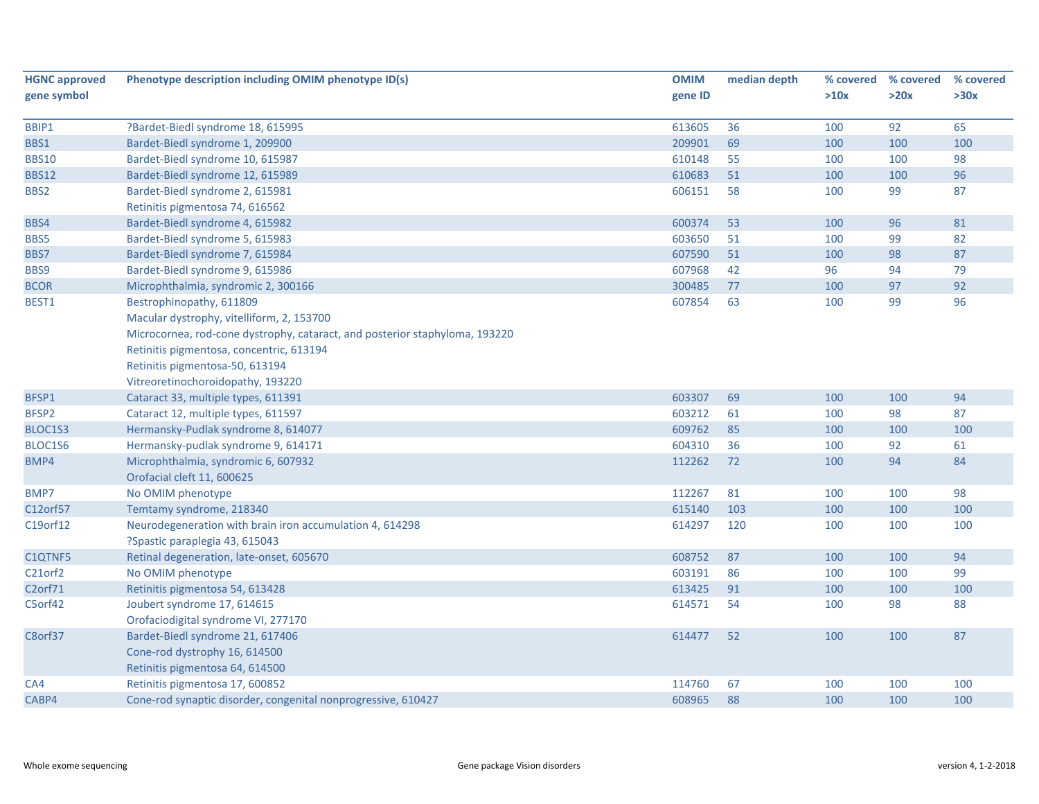| HGNC approved gene symbol | Phenotype description including OMIM phenotype ID(s) | OMIM gene ID | median depth | % covered >10x | % covered >20x | % covered >30x |
|---|---|---|---|---|---|---|
| BBIP1 | ?Bardet-Biedl syndrome 18, 615995 | 613605 | 36 | 100 | 92 | 65 |
| BBS1 | Bardet-Biedl syndrome 1, 209900 | 209901 | 69 | 100 | 100 | 100 |
| BBS10 | Bardet-Biedl syndrome 10, 615987 | 610148 | 55 | 100 | 100 | 98 |
| BBS12 | Bardet-Biedl syndrome 12, 615989 | 610683 | 51 | 100 | 100 | 96 |
| BBS2 | Bardet-Biedl syndrome 2, 615981<br>Retinitis pigmentosa 74, 616562 | 606151 | 58 | 100 | 99 | 87 |
| BBS4 | Bardet-Biedl syndrome 4, 615982 | 600374 | 53 | 100 | 96 | 81 |
| BBS5 | Bardet-Biedl syndrome 5, 615983 | 603650 | 51 | 100 | 99 | 82 |
| BBS7 | Bardet-Biedl syndrome 7, 615984 | 607590 | 51 | 100 | 98 | 87 |
| BBS9 | Bardet-Biedl syndrome 9, 615986 | 607968 | 42 | 96 | 94 | 79 |
| BCOR | Microphthalmia, syndromic 2, 300166 | 300485 | 77 | 100 | 97 | 92 |
| BEST1 | Bestrophinopathy, 611809<br>Macular dystrophy, vitelliform, 2, 153700<br>Microcornea, rod-cone dystrophy, cataract, and posterior staphyloma, 193220<br>Retinitis pigmentosa, concentric, 613194<br>Retinitis pigmentosa-50, 613194<br>Vitreoretinochoroidopathy, 193220 | 607854 | 63 | 100 | 99 | 96 |
| BFSP1 | Cataract 33, multiple types, 611391 | 603307 | 69 | 100 | 100 | 94 |
| BFSP2 | Cataract 12, multiple types, 611597 | 603212 | 61 | 100 | 98 | 87 |
| BLOC1S3 | Hermansky-Pudlak syndrome 8, 614077 | 609762 | 85 | 100 | 100 | 100 |
| BLOC1S6 | Hermansky-pudlak syndrome 9, 614171 | 604310 | 36 | 100 | 92 | 61 |
| BMP4 | Microphthalmia, syndromic 6, 607932<br>Orofacial cleft 11, 600625 | 112262 | 72 | 100 | 94 | 84 |
| BMP7 | No OMIM phenotype | 112267 | 81 | 100 | 100 | 98 |
| C12orf57 | Temtamy syndrome, 218340 | 615140 | 103 | 100 | 100 | 100 |
| C19orf12 | Neurodegeneration with brain iron accumulation 4, 614298<br>?Spastic paraplegia 43, 615043 | 614297 | 120 | 100 | 100 | 100 |
| C1QTNF5 | Retinal degeneration, late-onset, 605670 | 608752 | 87 | 100 | 100 | 94 |
| C21orf2 | No OMIM phenotype | 603191 | 86 | 100 | 100 | 99 |
| C2orf71 | Retinitis pigmentosa 54, 613428 | 613425 | 91 | 100 | 100 | 100 |
| C5orf42 | Joubert syndrome 17, 614615<br>Orofaciodigital syndrome VI, 277170 | 614571 | 54 | 100 | 98 | 88 |
| C8orf37 | Bardet-Biedl syndrome 21, 617406<br>Cone-rod dystrophy 16, 614500<br>Retinitis pigmentosa 64, 614500 | 614477 | 52 | 100 | 100 | 87 |
| CA4 | Retinitis pigmentosa 17, 600852 | 114760 | 67 | 100 | 100 | 100 |
| CABP4 | Cone-rod synaptic disorder, congenital nonprogressive, 610427 | 608965 | 88 | 100 | 100 | 100 |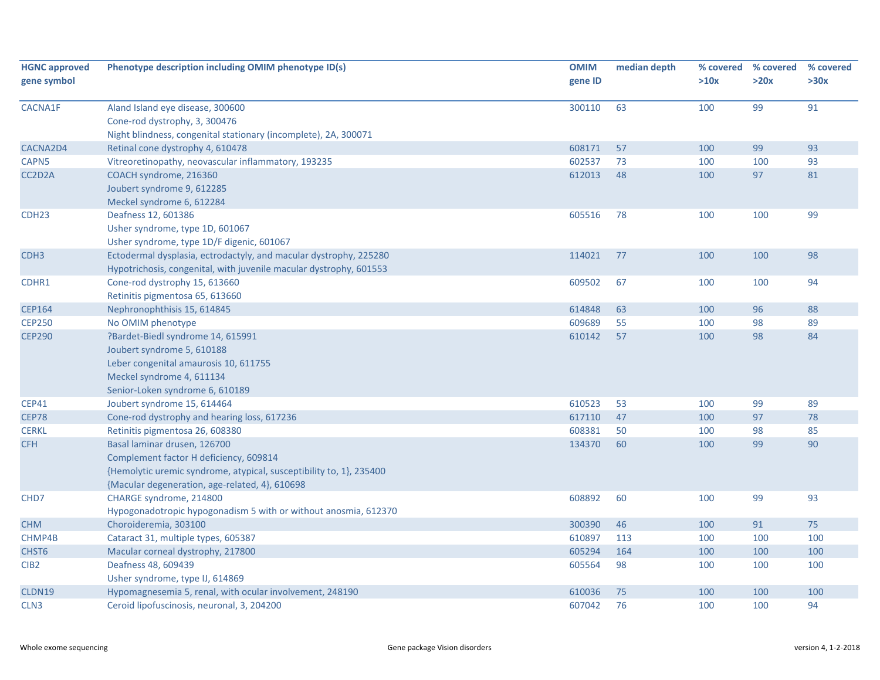| HGNC approved gene symbol | Phenotype description including OMIM phenotype ID(s) | OMIM gene ID | median depth | % covered >10x | % covered >20x | % covered >30x |
|---|---|---|---|---|---|---|
| CACNA1F | Aland Island eye disease, 300600<br>Cone-rod dystrophy, 3, 300476<br>Night blindness, congenital stationary (incomplete), 2A, 300071 | 300110 | 63 | 100 | 99 | 91 |
| CACNA2D4 | Retinal cone dystrophy 4, 610478 | 608171 | 57 | 100 | 99 | 93 |
| CAPN5 | Vitreoretinopathy, neovascular inflammatory, 193235 | 602537 | 73 | 100 | 100 | 93 |
| CC2D2A | COACH syndrome, 216360<br>Joubert syndrome 9, 612285<br>Meckel syndrome 6, 612284 | 612013 | 48 | 100 | 97 | 81 |
| CDH23 | Deafness 12, 601386<br>Usher syndrome, type 1D, 601067<br>Usher syndrome, type 1D/F digenic, 601067 | 605516 | 78 | 100 | 100 | 99 |
| CDH3 | Ectodermal dysplasia, ectrodactyly, and macular dystrophy, 225280<br>Hypotrichosis, congenital, with juvenile macular dystrophy, 601553 | 114021 | 77 | 100 | 100 | 98 |
| CDHR1 | Cone-rod dystrophy 15, 613660<br>Retinitis pigmentosa 65, 613660 | 609502 | 67 | 100 | 100 | 94 |
| CEP164 | Nephronophthisis 15, 614845 | 614848 | 63 | 100 | 96 | 88 |
| CEP250 | No OMIM phenotype | 609689 | 55 | 100 | 98 | 89 |
| CEP290 | ?Bardet-Biedl syndrome 14, 615991<br>Joubert syndrome 5, 610188<br>Leber congenital amaurosis 10, 611755<br>Meckel syndrome 4, 611134<br>Senior-Loken syndrome 6, 610189 | 610142 | 57 | 100 | 98 | 84 |
| CEP41 | Joubert syndrome 15, 614464 | 610523 | 53 | 100 | 99 | 89 |
| CEP78 | Cone-rod dystrophy and hearing loss, 617236 | 617110 | 47 | 100 | 97 | 78 |
| CERKL | Retinitis pigmentosa 26, 608380 | 608381 | 50 | 100 | 98 | 85 |
| CFH | Basal laminar drusen, 126700<br>Complement factor H deficiency, 609814<br>{Hemolytic uremic syndrome, atypical, susceptibility to, 1}, 235400<br>{Macular degeneration, age-related, 4}, 610698 | 134370 | 60 | 100 | 99 | 90 |
| CHD7 | CHARGE syndrome, 214800<br>Hypogonadotropic hypogonadism 5 with or without anosmia, 612370 | 608892 | 60 | 100 | 99 | 93 |
| CHM | Choroideremia, 303100 | 300390 | 46 | 100 | 91 | 75 |
| CHMP4B | Cataract 31, multiple types, 605387 | 610897 | 113 | 100 | 100 | 100 |
| CHST6 | Macular corneal dystrophy, 217800 | 605294 | 164 | 100 | 100 | 100 |
| CIB2 | Deafness 48, 609439<br>Usher syndrome, type IJ, 614869 | 605564 | 98 | 100 | 100 | 100 |
| CLDN19 | Hypomagnesemia 5, renal, with ocular involvement, 248190 | 610036 | 75 | 100 | 100 | 100 |
| CLN3 | Ceroid lipofuscinosis, neuronal, 3, 204200 | 607042 | 76 | 100 | 100 | 94 |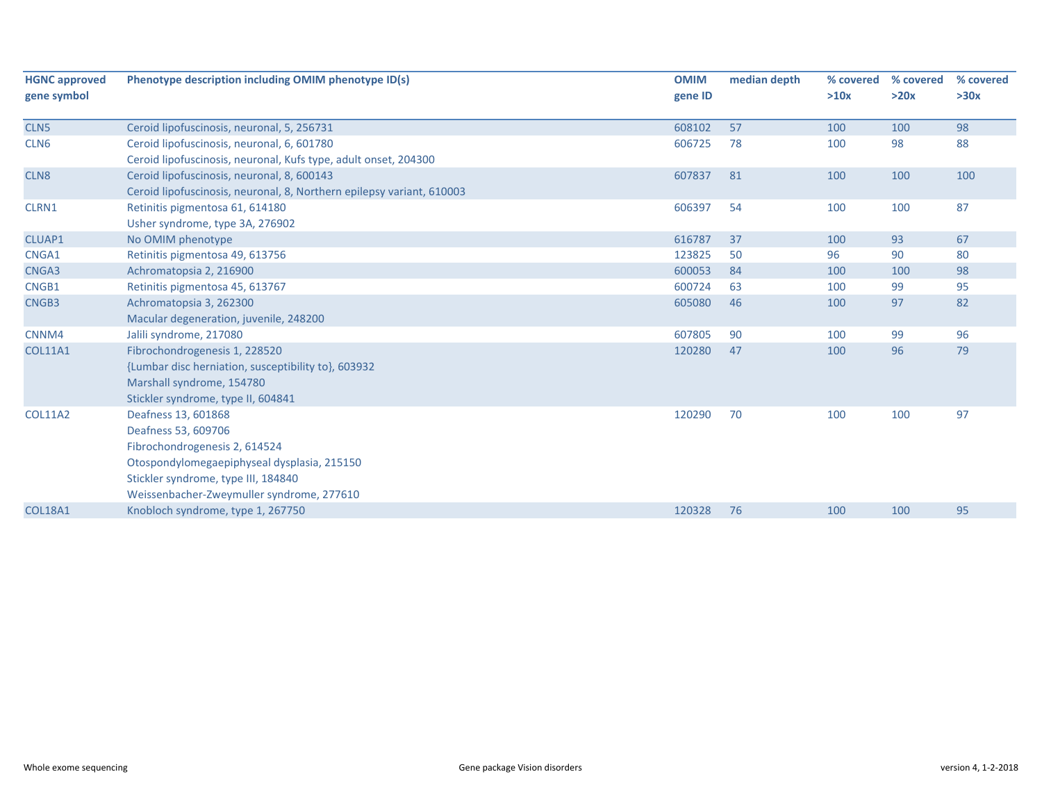| HGNC approved gene symbol | Phenotype description including OMIM phenotype ID(s) | OMIM gene ID | median depth | % covered >10x | % covered >20x | % covered >30x |
|---|---|---|---|---|---|---|
| CLN5 | Ceroid lipofuscinosis, neuronal, 5, 256731 | 608102 | 57 | 100 | 100 | 98 |
| CLN6 | Ceroid lipofuscinosis, neuronal, 6, 601780<br>Ceroid lipofuscinosis, neuronal, Kufs type, adult onset, 204300 | 606725 | 78 | 100 | 98 | 88 |
| CLN8 | Ceroid lipofuscinosis, neuronal, 8, 600143<br>Ceroid lipofuscinosis, neuronal, 8, Northern epilepsy variant, 610003 | 607837 | 81 | 100 | 100 | 100 |
| CLRN1 | Retinitis pigmentosa 61, 614180<br>Usher syndrome, type 3A, 276902 | 606397 | 54 | 100 | 100 | 87 |
| CLUAP1 | No OMIM phenotype | 616787 | 37 | 100 | 93 | 67 |
| CNGA1 | Retinitis pigmentosa 49, 613756 | 123825 | 50 | 96 | 90 | 80 |
| CNGA3 | Achromatopsia 2, 216900 | 600053 | 84 | 100 | 100 | 98 |
| CNGB1 | Retinitis pigmentosa 45, 613767 | 600724 | 63 | 100 | 99 | 95 |
| CNGB3 | Achromatopsia 3, 262300<br>Macular degeneration, juvenile, 248200 | 605080 | 46 | 100 | 97 | 82 |
| CNNM4 | Jalili syndrome, 217080 | 607805 | 90 | 100 | 99 | 96 |
| COL11A1 | Fibrochondrogenesis 1, 228520<br>{Lumbar disc herniation, susceptibility to}, 603932<br>Marshall syndrome, 154780<br>Stickler syndrome, type II, 604841 | 120280 | 47 | 100 | 96 | 79 |
| COL11A2 | Deafness 13, 601868<br>Deafness 53, 609706<br>Fibrochondrogenesis 2, 614524<br>Otospondylomegaepiphyseal dysplasia, 215150<br>Stickler syndrome, type III, 184840<br>Weissenbacher-Zweymuller syndrome, 277610 | 120290 | 70 | 100 | 100 | 97 |
| COL18A1 | Knobloch syndrome, type 1, 267750 | 120328 | 76 | 100 | 100 | 95 |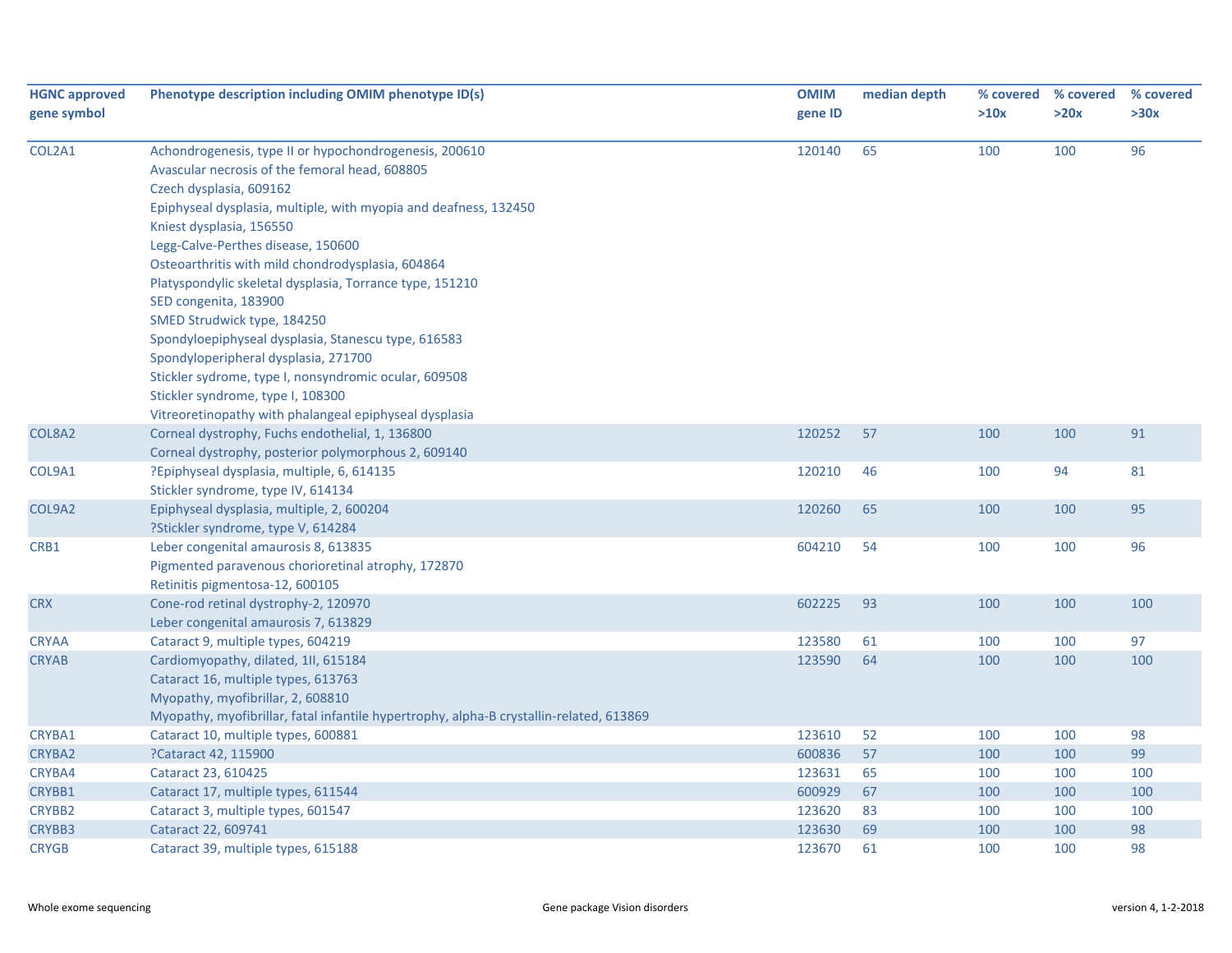| HGNC approved gene symbol | Phenotype description including OMIM phenotype ID(s) | OMIM gene ID | median depth | % covered >10x | % covered >20x | % covered >30x |
|---|---|---|---|---|---|---|
| COL2A1 | Achondrogenesis, type II or hypochondrogenesis, 200610<br>Avascular necrosis of the femoral head, 608805<br>Czech dysplasia, 609162<br>Epiphyseal dysplasia, multiple, with myopia and deafness, 132450<br>Kniest dysplasia, 156550<br>Legg-Calve-Perthes disease, 150600<br>Osteoarthritis with mild chondrodysplasia, 604864<br>Platyspondylic skeletal dysplasia, Torrance type, 151210<br>SED congenita, 183900<br>SMED Strudwick type, 184250<br>Spondyloepiphyseal dysplasia, Stanescu type, 616583<br>Spondyloperipheral dysplasia, 271700<br>Stickler sydrome, type I, nonsyndromic ocular, 609508<br>Stickler syndrome, type I, 108300<br>Vitreoretinopathy with phalangeal epiphyseal dysplasia | 120140 | 65 | 100 | 100 | 96 |
| COL8A2 | Corneal dystrophy, Fuchs endothelial, 1, 136800<br>Corneal dystrophy, posterior polymorphous 2, 609140 | 120252 | 57 | 100 | 100 | 91 |
| COL9A1 | ?Epiphyseal dysplasia, multiple, 6, 614135<br>Stickler syndrome, type IV, 614134 | 120210 | 46 | 100 | 94 | 81 |
| COL9A2 | Epiphyseal dysplasia, multiple, 2, 600204<br>?Stickler syndrome, type V, 614284 | 120260 | 65 | 100 | 100 | 95 |
| CRB1 | Leber congenital amaurosis 8, 613835<br>Pigmented paravenous chorioretinal atrophy, 172870<br>Retinitis pigmentosa-12, 600105 | 604210 | 54 | 100 | 100 | 96 |
| CRX | Cone-rod retinal dystrophy-2, 120970<br>Leber congenital amaurosis 7, 613829 | 602225 | 93 | 100 | 100 | 100 |
| CRYAA | Cataract 9, multiple types, 604219 | 123580 | 61 | 100 | 100 | 97 |
| CRYAB | Cardiomyopathy, dilated, 1II, 615184<br>Cataract 16, multiple types, 613763<br>Myopathy, myofibrillar, 2, 608810<br>Myopathy, myofibrillar, fatal infantile hypertrophy, alpha-B crystallin-related, 613869 | 123590 | 64 | 100 | 100 | 100 |
| CRYBA1 | Cataract 10, multiple types, 600881 | 123610 | 52 | 100 | 100 | 98 |
| CRYBA2 | ?Cataract 42, 115900 | 600836 | 57 | 100 | 100 | 99 |
| CRYBA4 | Cataract 23, 610425 | 123631 | 65 | 100 | 100 | 100 |
| CRYBB1 | Cataract 17, multiple types, 611544 | 600929 | 67 | 100 | 100 | 100 |
| CRYBB2 | Cataract 3, multiple types, 601547 | 123620 | 83 | 100 | 100 | 100 |
| CRYBB3 | Cataract 22, 609741 | 123630 | 69 | 100 | 100 | 98 |
| CRYGB | Cataract 39, multiple types, 615188 | 123670 | 61 | 100 | 100 | 98 |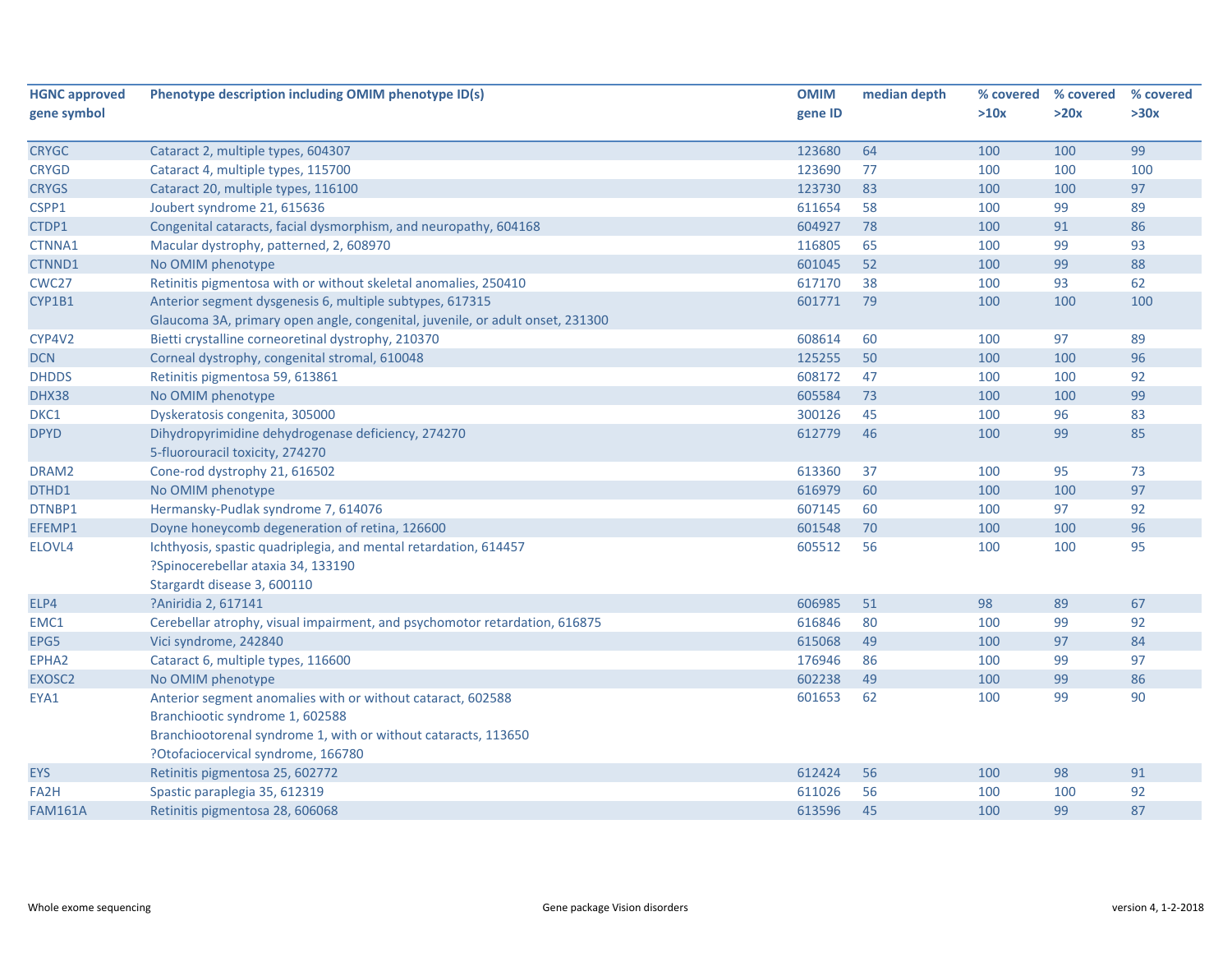| HGNC approved gene symbol | Phenotype description including OMIM phenotype ID(s) | OMIM gene ID | median depth | % covered >10x | % covered >20x | % covered >30x |
|---|---|---|---|---|---|---|
| CRYGC | Cataract 2, multiple types, 604307 | 123680 | 64 | 100 | 100 | 99 |
| CRYGD | Cataract 4, multiple types, 115700 | 123690 | 77 | 100 | 100 | 100 |
| CRYGS | Cataract 20, multiple types, 116100 | 123730 | 83 | 100 | 100 | 97 |
| CSPP1 | Joubert syndrome 21, 615636 | 611654 | 58 | 100 | 99 | 89 |
| CTDP1 | Congenital cataracts, facial dysmorphism, and neuropathy, 604168 | 604927 | 78 | 100 | 91 | 86 |
| CTNNA1 | Macular dystrophy, patterned, 2, 608970 | 116805 | 65 | 100 | 99 | 93 |
| CTNND1 | No OMIM phenotype | 601045 | 52 | 100 | 99 | 88 |
| CWC27 | Retinitis pigmentosa with or without skeletal anomalies, 250410 | 617170 | 38 | 100 | 93 | 62 |
| CYP1B1 | Anterior segment dysgenesis 6, multiple subtypes, 617315<br>Glaucoma 3A, primary open angle, congenital, juvenile, or adult onset, 231300 | 601771 | 79 | 100 | 100 | 100 |
| CYP4V2 | Bietti crystalline corneoretinal dystrophy, 210370 | 608614 | 60 | 100 | 97 | 89 |
| DCN | Corneal dystrophy, congenital stromal, 610048 | 125255 | 50 | 100 | 100 | 96 |
| DHDDS | Retinitis pigmentosa 59, 613861 | 608172 | 47 | 100 | 100 | 92 |
| DHX38 | No OMIM phenotype | 605584 | 73 | 100 | 100 | 99 |
| DKC1 | Dyskeratosis congenita, 305000 | 300126 | 45 | 100 | 96 | 83 |
| DPYD | Dihydropyrimidine dehydrogenase deficiency, 274270<br>5-fluorouracil toxicity, 274270 | 612779 | 46 | 100 | 99 | 85 |
| DRAM2 | Cone-rod dystrophy 21, 616502 | 613360 | 37 | 100 | 95 | 73 |
| DTHD1 | No OMIM phenotype | 616979 | 60 | 100 | 100 | 97 |
| DTNBP1 | Hermansky-Pudlak syndrome 7, 614076 | 607145 | 60 | 100 | 97 | 92 |
| EFEMP1 | Doyne honeycomb degeneration of retina, 126600 | 601548 | 70 | 100 | 100 | 96 |
| ELOVL4 | Ichthyosis, spastic quadriplegia, and mental retardation, 614457<br>?Spinocerebellar ataxia 34, 133190<br>Stargardt disease 3, 600110 | 605512 | 56 | 100 | 100 | 95 |
| ELP4 | ?Aniridia 2, 617141 | 606985 | 51 | 98 | 89 | 67 |
| EMC1 | Cerebellar atrophy, visual impairment, and psychomotor retardation, 616875 | 616846 | 80 | 100 | 99 | 92 |
| EPG5 | Vici syndrome, 242840 | 615068 | 49 | 100 | 97 | 84 |
| EPHA2 | Cataract 6, multiple types, 116600 | 176946 | 86 | 100 | 99 | 97 |
| EXOSC2 | No OMIM phenotype | 602238 | 49 | 100 | 99 | 86 |
| EYA1 | Anterior segment anomalies with or without cataract, 602588<br>Branchiootic syndrome 1, 602588<br>Branchiootorenal syndrome 1, with or without cataracts, 113650<br>?Otofaciocervical syndrome, 166780 | 601653 | 62 | 100 | 99 | 90 |
| EYS | Retinitis pigmentosa 25, 602772 | 612424 | 56 | 100 | 98 | 91 |
| FA2H | Spastic paraplegia 35, 612319 | 611026 | 56 | 100 | 100 | 92 |
| FAM161A | Retinitis pigmentosa 28, 606068 | 613596 | 45 | 100 | 99 | 87 |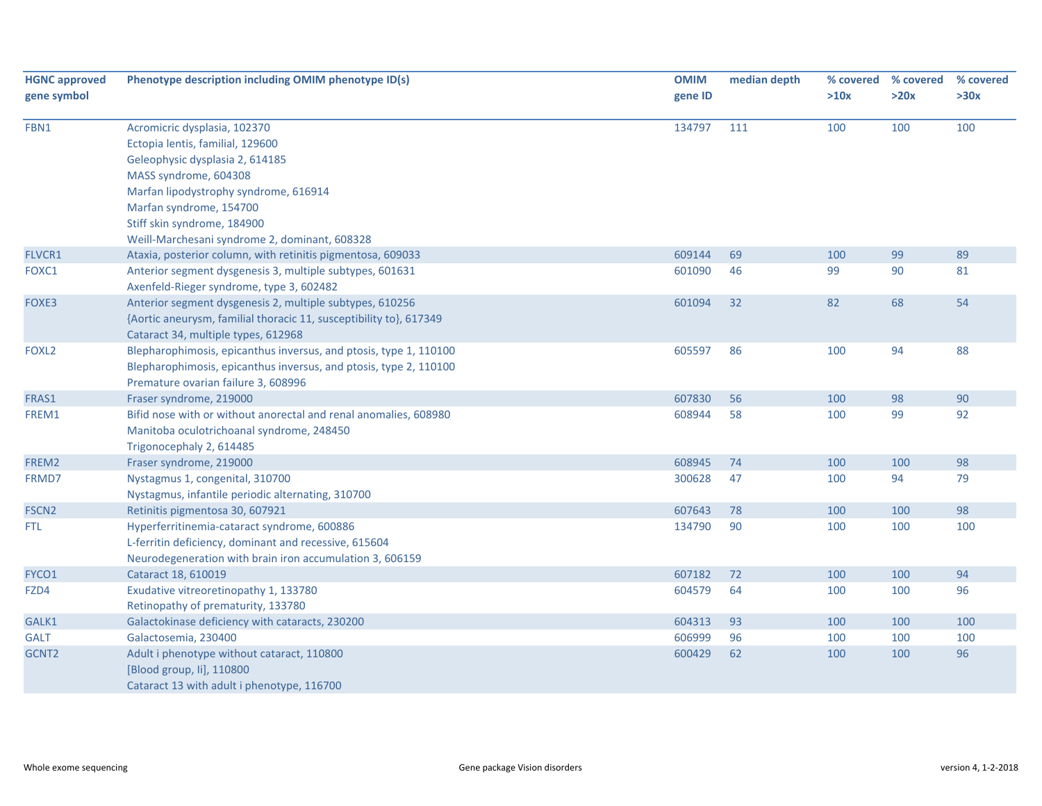| HGNC approved gene symbol | Phenotype description including OMIM phenotype ID(s) | OMIM gene ID | median depth | % covered >10x | % covered >20x | % covered >30x |
|---|---|---|---|---|---|---|
| FBN1 | Acromicric dysplasia, 102370<br>Ectopia lentis, familial, 129600<br>Geleophysic dysplasia 2, 614185<br>MASS syndrome, 604308<br>Marfan lipodystrophy syndrome, 616914<br>Marfan syndrome, 154700<br>Stiff skin syndrome, 184900<br>Weill-Marchesani syndrome 2, dominant, 608328 | 134797 | 111 | 100 | 100 | 100 |
| FLVCR1 | Ataxia, posterior column, with retinitis pigmentosa, 609033 | 609144 | 69 | 100 | 99 | 89 |
| FOXC1 | Anterior segment dysgenesis 3, multiple subtypes, 601631<br>Axenfeld-Rieger syndrome, type 3, 602482 | 601090 | 46 | 99 | 90 | 81 |
| FOXE3 | Anterior segment dysgenesis 2, multiple subtypes, 610256<br>{Aortic aneurysm, familial thoracic 11, susceptibility to}, 617349<br>Cataract 34, multiple types, 612968 | 601094 | 32 | 82 | 68 | 54 |
| FOXL2 | Blepharophimosis, epicanthus inversus, and ptosis, type 1, 110100<br>Blepharophimosis, epicanthus inversus, and ptosis, type 2, 110100<br>Premature ovarian failure 3, 608996 | 605597 | 86 | 100 | 94 | 88 |
| FRAS1 | Fraser syndrome, 219000 | 607830 | 56 | 100 | 98 | 90 |
| FREM1 | Bifid nose with or without anorectal and renal anomalies, 608980<br>Manitoba oculotrichoanal syndrome, 248450<br>Trigonocephaly 2, 614485 | 608944 | 58 | 100 | 99 | 92 |
| FREM2 | Fraser syndrome, 219000 | 608945 | 74 | 100 | 100 | 98 |
| FRMD7 | Nystagmus 1, congenital, 310700<br>Nystagmus, infantile periodic alternating, 310700 | 300628 | 47 | 100 | 94 | 79 |
| FSCN2 | Retinitis pigmentosa 30, 607921 | 607643 | 78 | 100 | 100 | 98 |
| FTL | Hyperferritinemia-cataract syndrome, 600886<br>L-ferritin deficiency, dominant and recessive, 615604<br>Neurodegeneration with brain iron accumulation 3, 606159 | 134790 | 90 | 100 | 100 | 100 |
| FYCO1 | Cataract 18, 610019 | 607182 | 72 | 100 | 100 | 94 |
| FZD4 | Exudative vitreoretinopathy 1, 133780<br>Retinopathy of prematurity, 133780 | 604579 | 64 | 100 | 100 | 96 |
| GALK1 | Galactokinase deficiency with cataracts, 230200 | 604313 | 93 | 100 | 100 | 100 |
| GALT | Galactosemia, 230400 | 606999 | 96 | 100 | 100 | 100 |
| GCNT2 | Adult i phenotype without cataract, 110800<br>[Blood group, Ii], 110800<br>Cataract 13 with adult i phenotype, 116700 | 600429 | 62 | 100 | 100 | 96 |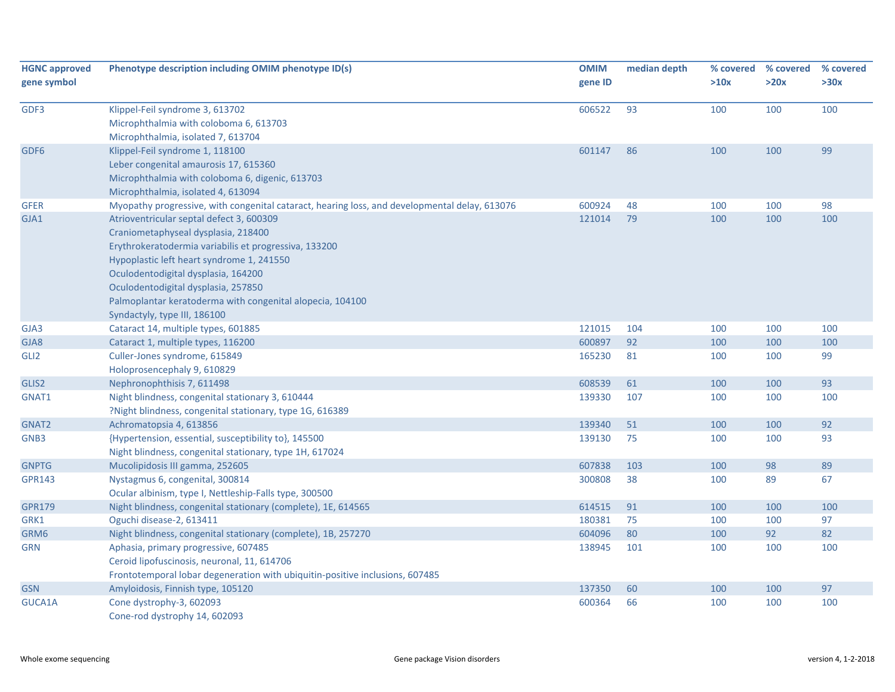| HGNC approved gene symbol | Phenotype description including OMIM phenotype ID(s) | OMIM gene ID | median depth | % covered >10x | % covered >20x | % covered >30x |
|---|---|---|---|---|---|---|
| GDF3 | Klippel-Feil syndrome 3, 613702<br>Microphthalmia with coloboma 6, 613703<br>Microphthalmia, isolated 7, 613704 | 606522 | 93 | 100 | 100 | 100 |
| GDF6 | Klippel-Feil syndrome 1, 118100<br>Leber congenital amaurosis 17, 615360<br>Microphthalmia with coloboma 6, digenic, 613703<br>Microphthalmia, isolated 4, 613094 | 601147 | 86 | 100 | 100 | 99 |
| GFER | Myopathy progressive, with congenital cataract, hearing loss, and developmental delay, 613076 | 600924 | 48 | 100 | 100 | 98 |
| GJA1 | Atrioventricular septal defect 3, 600309<br>Craniometaphyseal dysplasia, 218400<br>Erythrokeratodermia variabilis et progressiva, 133200<br>Hypoplastic left heart syndrome 1, 241550<br>Oculodentodigital dysplasia, 164200<br>Oculodentodigital dysplasia, 257850<br>Palmoplantar keratoderma with congenital alopecia, 104100<br>Syndactyly, type III, 186100 | 121014 | 79 | 100 | 100 | 100 |
| GJA3 | Cataract 14, multiple types, 601885 | 121015 | 104 | 100 | 100 | 100 |
| GJA8 | Cataract 1, multiple types, 116200 | 600897 | 92 | 100 | 100 | 100 |
| GLI2 | Culler-Jones syndrome, 615849<br>Holoprosencephaly 9, 610829 | 165230 | 81 | 100 | 100 | 99 |
| GLIS2 | Nephronophthisis 7, 611498 | 608539 | 61 | 100 | 100 | 93 |
| GNAT1 | Night blindness, congenital stationary 3, 610444<br>?Night blindness, congenital stationary, type 1G, 616389 | 139330 | 107 | 100 | 100 | 100 |
| GNAT2 | Achromatopsia 4, 613856 | 139340 | 51 | 100 | 100 | 92 |
| GNB3 | {Hypertension, essential, susceptibility to}, 145500<br>Night blindness, congenital stationary, type 1H, 617024 | 139130 | 75 | 100 | 100 | 93 |
| GNPTG | Mucolipidosis III gamma, 252605 | 607838 | 103 | 100 | 98 | 89 |
| GPR143 | Nystagmus 6, congenital, 300814<br>Ocular albinism, type I, Nettleship-Falls type, 300500 | 300808 | 38 | 100 | 89 | 67 |
| GPR179 | Night blindness, congenital stationary (complete), 1E, 614565 | 614515 | 91 | 100 | 100 | 100 |
| GRK1 | Oguchi disease-2, 613411 | 180381 | 75 | 100 | 100 | 97 |
| GRM6 | Night blindness, congenital stationary (complete), 1B, 257270 | 604096 | 80 | 100 | 92 | 82 |
| GRN | Aphasia, primary progressive, 607485<br>Ceroid lipofuscinosis, neuronal, 11, 614706<br>Frontotemporal lobar degeneration with ubiquitin-positive inclusions, 607485 | 138945 | 101 | 100 | 100 | 100 |
| GSN | Amyloidosis, Finnish type, 105120 | 137350 | 60 | 100 | 100 | 97 |
| GUCA1A | Cone dystrophy-3, 602093<br>Cone-rod dystrophy 14, 602093 | 600364 | 66 | 100 | 100 | 100 |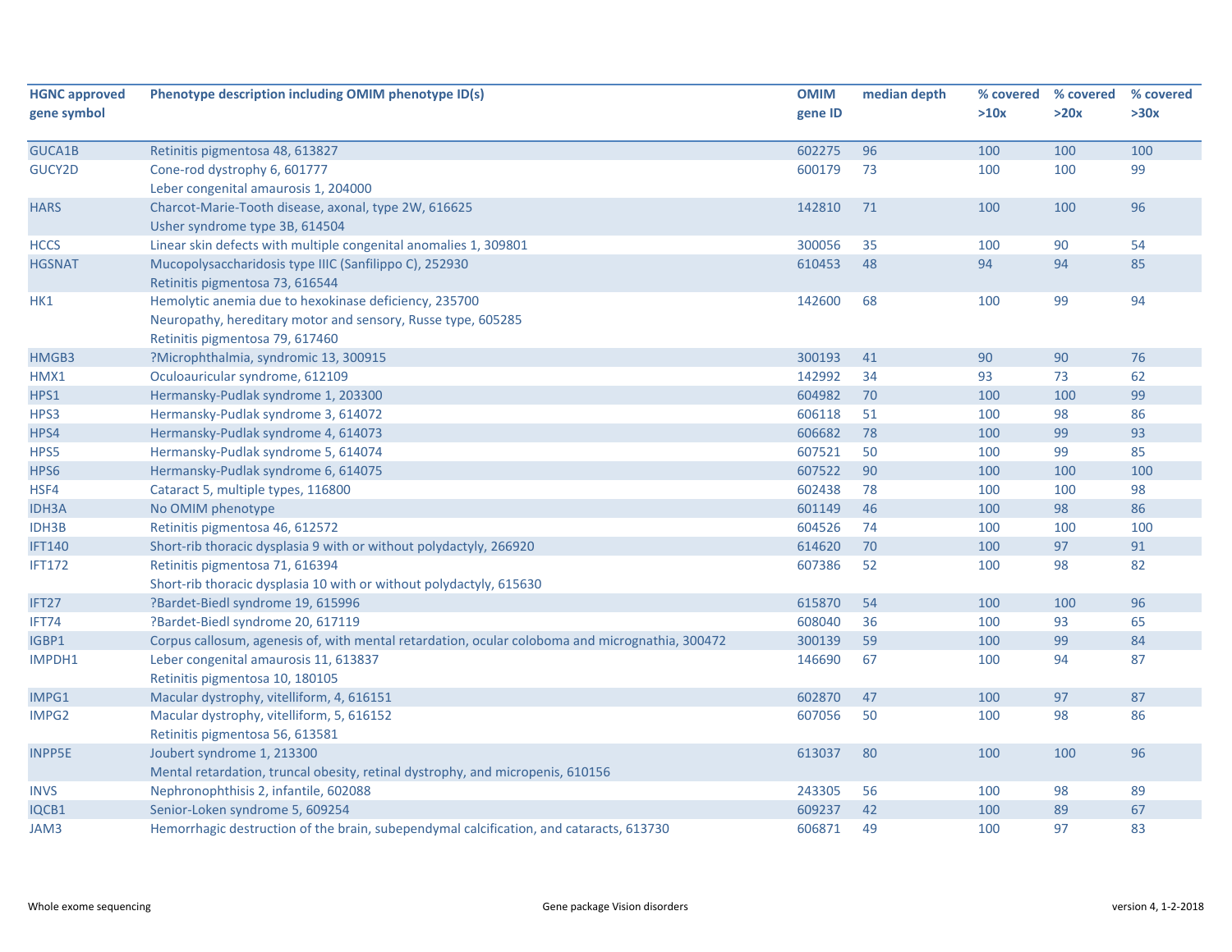| HGNC approved gene symbol | Phenotype description including OMIM phenotype ID(s) | OMIM gene ID | median depth | % covered >10x | % covered >20x | % covered >30x |
|---|---|---|---|---|---|---|
| GUCA1B | Retinitis pigmentosa 48, 613827 | 602275 | 96 | 100 | 100 | 100 |
| GUCY2D | Cone-rod dystrophy 6, 601777<br>Leber congenital amaurosis 1, 204000 | 600179 | 73 | 100 | 100 | 99 |
| HARS | Charcot-Marie-Tooth disease, axonal, type 2W, 616625<br>Usher syndrome type 3B, 614504 | 142810 | 71 | 100 | 100 | 96 |
| HCCS | Linear skin defects with multiple congenital anomalies 1, 309801 | 300056 | 35 | 100 | 90 | 54 |
| HGSNAT | Mucopolysaccharidosis type IIIC (Sanfilippo C), 252930<br>Retinitis pigmentosa 73, 616544 | 610453 | 48 | 94 | 94 | 85 |
| HK1 | Hemolytic anemia due to hexokinase deficiency, 235700<br>Neuropathy, hereditary motor and sensory, Russe type, 605285<br>Retinitis pigmentosa 79, 617460 | 142600 | 68 | 100 | 99 | 94 |
| HMGB3 | ?Microphthalmia, syndromic 13, 300915 | 300193 | 41 | 90 | 90 | 76 |
| HMX1 | Oculoauricular syndrome, 612109 | 142992 | 34 | 93 | 73 | 62 |
| HPS1 | Hermansky-Pudlak syndrome 1, 203300 | 604982 | 70 | 100 | 100 | 99 |
| HPS3 | Hermansky-Pudlak syndrome 3, 614072 | 606118 | 51 | 100 | 98 | 86 |
| HPS4 | Hermansky-Pudlak syndrome 4, 614073 | 606682 | 78 | 100 | 99 | 93 |
| HPS5 | Hermansky-Pudlak syndrome 5, 614074 | 607521 | 50 | 100 | 99 | 85 |
| HPS6 | Hermansky-Pudlak syndrome 6, 614075 | 607522 | 90 | 100 | 100 | 100 |
| HSF4 | Cataract 5, multiple types, 116800 | 602438 | 78 | 100 | 100 | 98 |
| IDH3A | No OMIM phenotype | 601149 | 46 | 100 | 98 | 86 |
| IDH3B | Retinitis pigmentosa 46, 612572 | 604526 | 74 | 100 | 100 | 100 |
| IFT140 | Short-rib thoracic dysplasia 9 with or without polydactyly, 266920 | 614620 | 70 | 100 | 97 | 91 |
| IFT172 | Retinitis pigmentosa 71, 616394<br>Short-rib thoracic dysplasia 10 with or without polydactyly, 615630 | 607386 | 52 | 100 | 98 | 82 |
| IFT27 | ?Bardet-Biedl syndrome 19, 615996 | 615870 | 54 | 100 | 100 | 96 |
| IFT74 | ?Bardet-Biedl syndrome 20, 617119 | 608040 | 36 | 100 | 93 | 65 |
| IGBP1 | Corpus callosum, agenesis of, with mental retardation, ocular coloboma and micrognathia, 300472 | 300139 | 59 | 100 | 99 | 84 |
| IMPDH1 | Leber congenital amaurosis 11, 613837<br>Retinitis pigmentosa 10, 180105 | 146690 | 67 | 100 | 94 | 87 |
| IMPG1 | Macular dystrophy, vitelliform, 4, 616151 | 602870 | 47 | 100 | 97 | 87 |
| IMPG2 | Macular dystrophy, vitelliform, 5, 616152<br>Retinitis pigmentosa 56, 613581 | 607056 | 50 | 100 | 98 | 86 |
| INPP5E | Joubert syndrome 1, 213300<br>Mental retardation, truncal obesity, retinal dystrophy, and micropenis, 610156 | 613037 | 80 | 100 | 100 | 96 |
| INVS | Nephronophthisis 2, infantile, 602088 | 243305 | 56 | 100 | 98 | 89 |
| IQCB1 | Senior-Loken syndrome 5, 609254 | 609237 | 42 | 100 | 89 | 67 |
| JAM3 | Hemorrhagic destruction of the brain, subependymal calcification, and cataracts, 613730 | 606871 | 49 | 100 | 97 | 83 |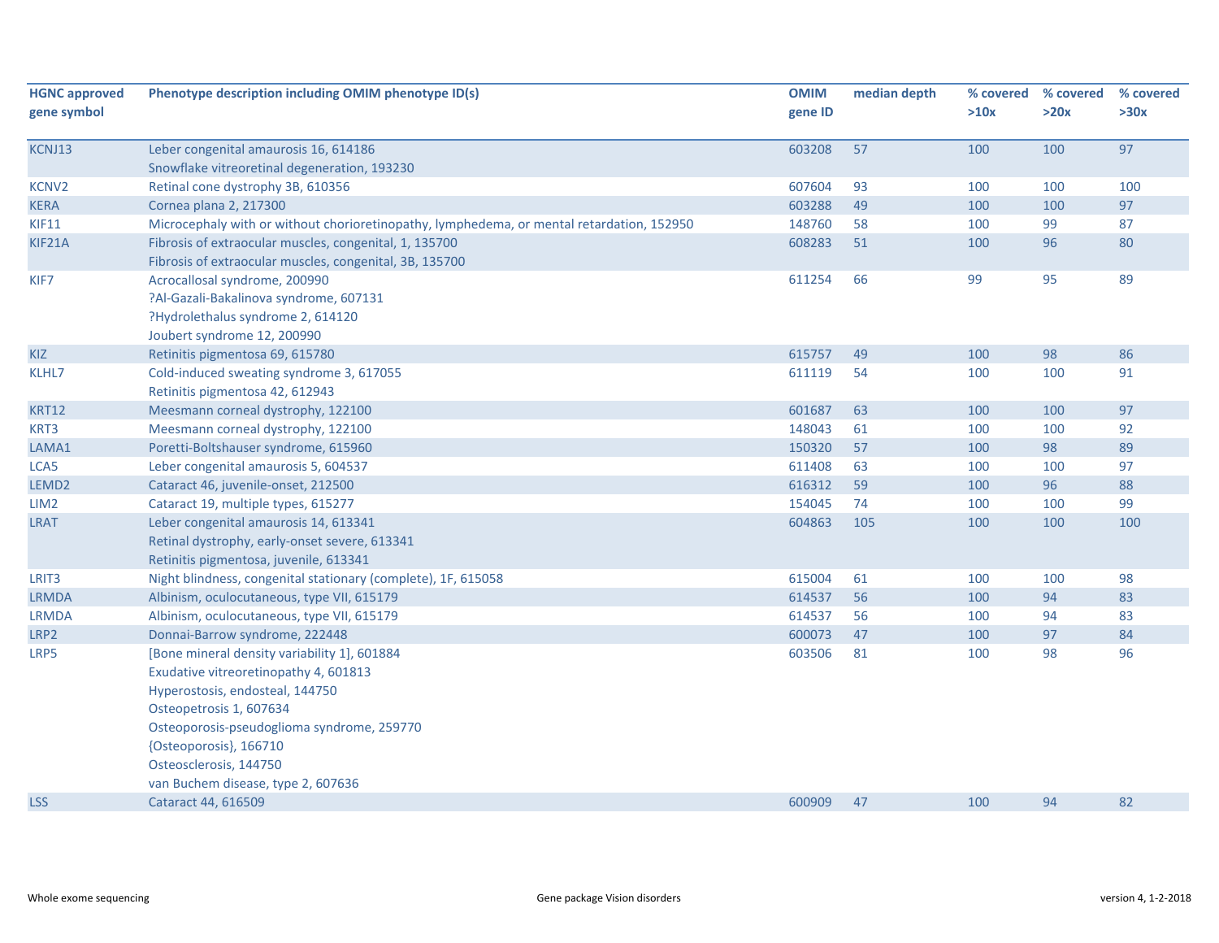| HGNC approved gene symbol | Phenotype description including OMIM phenotype ID(s) | OMIM gene ID | median depth | % covered >10x | % covered >20x | % covered >30x |
|---|---|---|---|---|---|---|
| KCNJ13 | Leber congenital amaurosis 16, 614186<br>Snowflake vitreoretinal degeneration, 193230 | 603208 | 57 | 100 | 100 | 97 |
| KCNV2 | Retinal cone dystrophy 3B, 610356 | 607604 | 93 | 100 | 100 | 100 |
| KERA | Cornea plana 2, 217300 | 603288 | 49 | 100 | 100 | 97 |
| KIF11 | Microcephaly with or without chorioretinopathy, lymphedema, or mental retardation, 152950 | 148760 | 58 | 100 | 99 | 87 |
| KIF21A | Fibrosis of extraocular muscles, congenital, 1, 135700<br>Fibrosis of extraocular muscles, congenital, 3B, 135700 | 608283 | 51 | 100 | 96 | 80 |
| KIF7 | Acrocallosal syndrome, 200990<br>?Al-Gazali-Bakalinova syndrome, 607131<br>?Hydrolethalus syndrome 2, 614120<br>Joubert syndrome 12, 200990 | 611254 | 66 | 99 | 95 | 89 |
| KIZ | Retinitis pigmentosa 69, 615780 | 615757 | 49 | 100 | 98 | 86 |
| KLHL7 | Cold-induced sweating syndrome 3, 617055<br>Retinitis pigmentosa 42, 612943 | 611119 | 54 | 100 | 100 | 91 |
| KRT12 | Meesmann corneal dystrophy, 122100 | 601687 | 63 | 100 | 100 | 97 |
| KRT3 | Meesmann corneal dystrophy, 122100 | 148043 | 61 | 100 | 100 | 92 |
| LAMA1 | Poretti-Boltshauser syndrome, 615960 | 150320 | 57 | 100 | 98 | 89 |
| LCA5 | Leber congenital amaurosis 5, 604537 | 611408 | 63 | 100 | 100 | 97 |
| LEMD2 | Cataract 46, juvenile-onset, 212500 | 616312 | 59 | 100 | 96 | 88 |
| LIM2 | Cataract 19, multiple types, 615277 | 154045 | 74 | 100 | 100 | 99 |
| LRAT | Leber congenital amaurosis 14, 613341<br>Retinal dystrophy, early-onset severe, 613341<br>Retinitis pigmentosa, juvenile, 613341 | 604863 | 105 | 100 | 100 | 100 |
| LRIT3 | Night blindness, congenital stationary (complete), 1F, 615058 | 615004 | 61 | 100 | 100 | 98 |
| LRMDA | Albinism, oculocutaneous, type VII, 615179 | 614537 | 56 | 100 | 94 | 83 |
| LRMDA | Albinism, oculocutaneous, type VII, 615179 | 614537 | 56 | 100 | 94 | 83 |
| LRP2 | Donnai-Barrow syndrome, 222448 | 600073 | 47 | 100 | 97 | 84 |
| LRP5 | [Bone mineral density variability 1], 601884<br>Exudative vitreoretinopathy 4, 601813<br>Hyperostosis, endosteal, 144750<br>Osteopetrosis 1, 607634<br>Osteoporosis-pseudoglioma syndrome, 259770<br>{Osteoporosis}, 166710<br>Osteosclerosis, 144750<br>van Buchem disease, type 2, 607636 | 603506 | 81 | 100 | 98 | 96 |
| LSS | Cataract 44, 616509 | 600909 | 47 | 100 | 94 | 82 |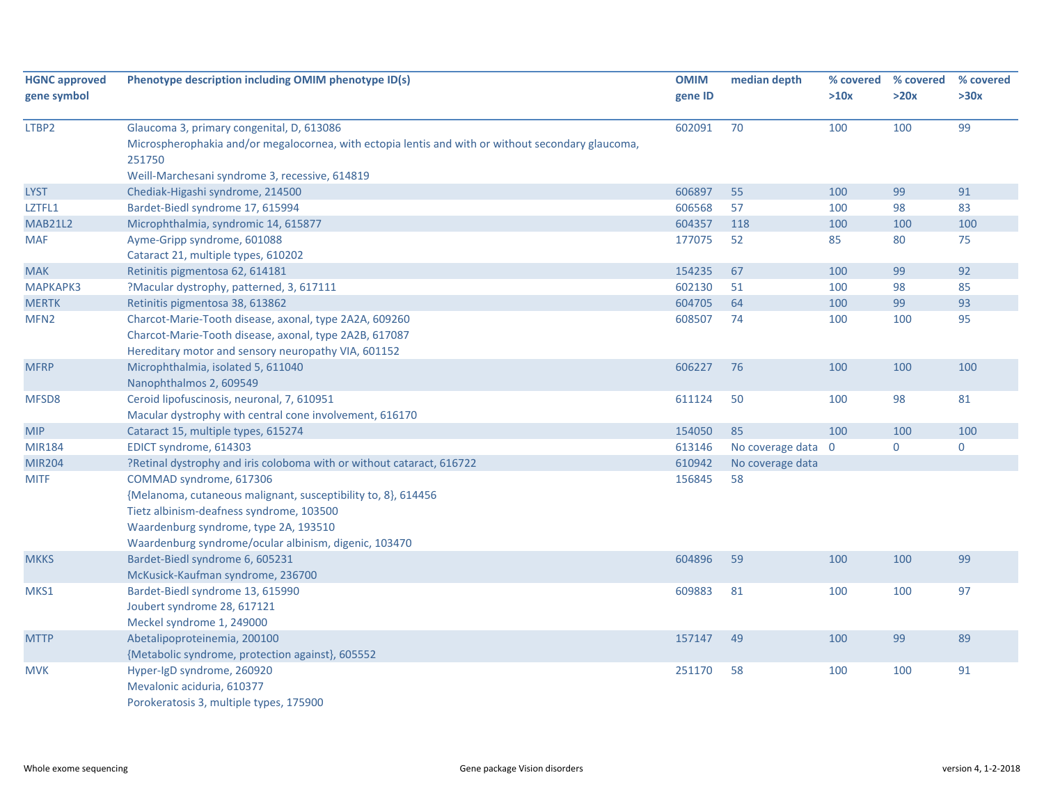| HGNC approved gene symbol | Phenotype description including OMIM phenotype ID(s) | OMIM gene ID | median depth | % covered >10x | % covered >20x | % covered >30x |
|---|---|---|---|---|---|---|
| LTBP2 | Glaucoma 3, primary congenital, D, 613086<br>Microspherophakia and/or megalocornea, with ectopia lentis and with or without secondary glaucoma, 251750<br>Weill-Marchesani syndrome 3, recessive, 614819 | 602091 | 70 | 100 | 100 | 99 |
| LYST | Chediak-Higashi syndrome, 214500 | 606897 | 55 | 100 | 99 | 91 |
| LZTFL1 | Bardet-Biedl syndrome 17, 615994 | 606568 | 57 | 100 | 98 | 83 |
| MAB21L2 | Microphthalmia, syndromic 14, 615877 | 604357 | 118 | 100 | 100 | 100 |
| MAF | Ayme-Gripp syndrome, 601088<br>Cataract 21, multiple types, 610202 | 177075 | 52 | 85 | 80 | 75 |
| MAK | Retinitis pigmentosa 62, 614181 | 154235 | 67 | 100 | 99 | 92 |
| MAPKAPK3 | ?Macular dystrophy, patterned, 3, 617111 | 602130 | 51 | 100 | 98 | 85 |
| MERTK | Retinitis pigmentosa 38, 613862 | 604705 | 64 | 100 | 99 | 93 |
| MFN2 | Charcot-Marie-Tooth disease, axonal, type 2A2A, 609260<br>Charcot-Marie-Tooth disease, axonal, type 2A2B, 617087<br>Hereditary motor and sensory neuropathy VIA, 601152 | 608507 | 74 | 100 | 100 | 95 |
| MFRP | Microphthalmia, isolated 5, 611040<br>Nanophthalmos 2, 609549 | 606227 | 76 | 100 | 100 | 100 |
| MFSD8 | Ceroid lipofuscinosis, neuronal, 7, 610951<br>Macular dystrophy with central cone involvement, 616170 | 611124 | 50 | 100 | 98 | 81 |
| MIP | Cataract 15, multiple types, 615274 | 154050 | 85 | 100 | 100 | 100 |
| MIR184 | EDICT syndrome, 614303 | 613146 | No coverage data | 0 | 0 | 0 |
| MIR204 | ?Retinal dystrophy and iris coloboma with or without cataract, 616722 | 610942 | No coverage data | | | |
| MITF | COMMAD syndrome, 617306<br>{Melanoma, cutaneous malignant, susceptibility to, 8}, 614456<br>Tietz albinism-deafness syndrome, 103500<br>Waardenburg syndrome, type 2A, 193510<br>Waardenburg syndrome/ocular albinism, digenic, 103470 | 156845 | 58 | | | |
| MKKS | Bardet-Biedl syndrome 6, 605231<br>McKusick-Kaufman syndrome, 236700 | 604896 | 59 | 100 | 100 | 99 |
| MKS1 | Bardet-Biedl syndrome 13, 615990<br>Joubert syndrome 28, 617121<br>Meckel syndrome 1, 249000 | 609883 | 81 | 100 | 100 | 97 |
| MTTP | Abetalipoproteinemia, 200100<br>{Metabolic syndrome, protection against}, 605552 | 157147 | 49 | 100 | 99 | 89 |
| MVK | Hyper-IgD syndrome, 260920<br>Mevalonic aciduria, 610377<br>Porokeratosis 3, multiple types, 175900 | 251170 | 58 | 100 | 100 | 91 |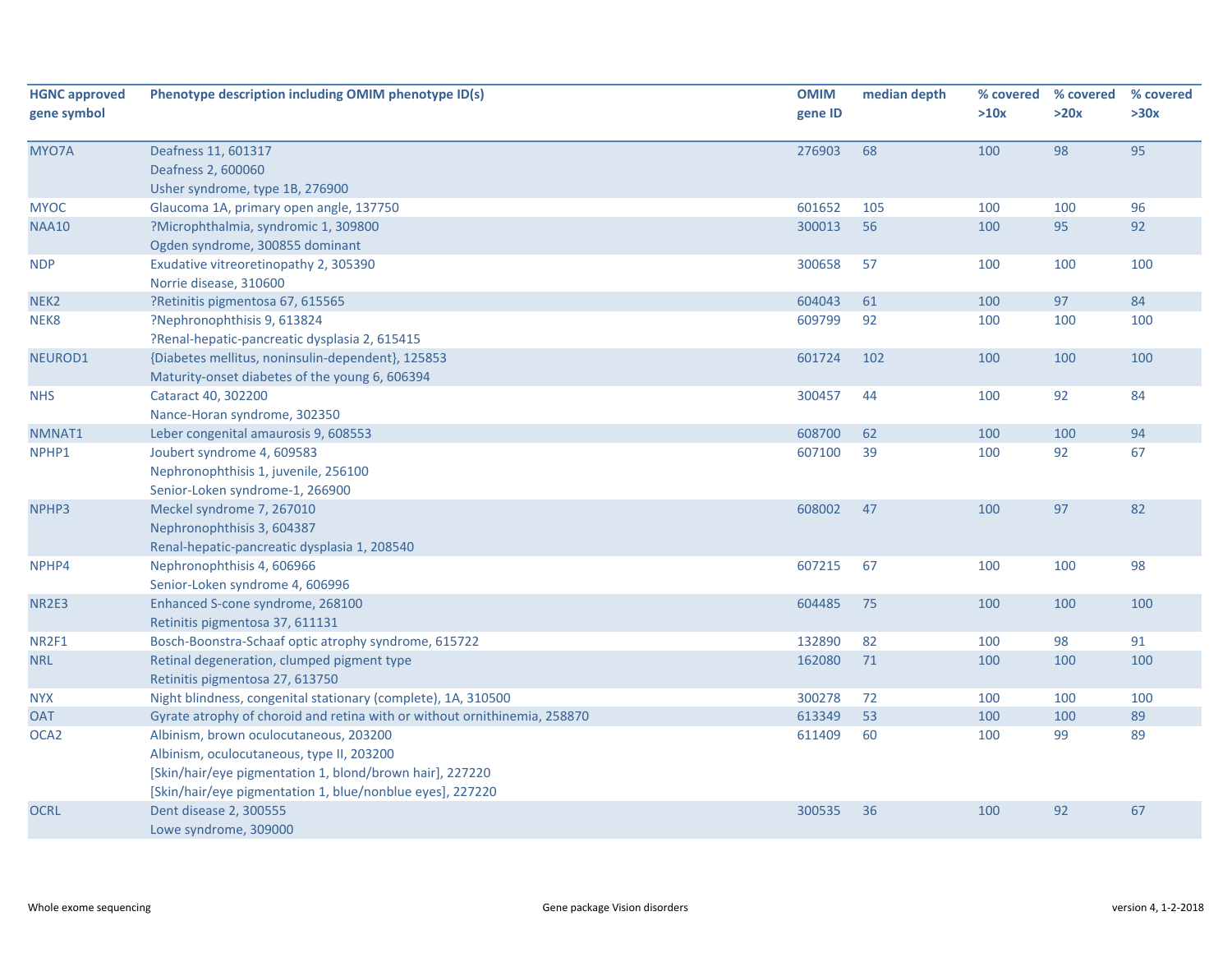| HGNC approved gene symbol | Phenotype description including OMIM phenotype ID(s) | OMIM gene ID | median depth | % covered >10x | % covered >20x | % covered >30x |
|---|---|---|---|---|---|---|
| MYO7A | Deafness 11, 601317<br>Deafness 2, 600060<br>Usher syndrome, type 1B, 276900 | 276903 | 68 | 100 | 98 | 95 |
| MYOC | Glaucoma 1A, primary open angle, 137750 | 601652 | 105 | 100 | 100 | 96 |
| NAA10 | ?Microphthalmia, syndromic 1, 309800<br>Ogden syndrome, 300855 dominant | 300013 | 56 | 100 | 95 | 92 |
| NDP | Exudative vitreoretinopathy 2, 305390<br>Norrie disease, 310600 | 300658 | 57 | 100 | 100 | 100 |
| NEK2 | ?Retinitis pigmentosa 67, 615565 | 604043 | 61 | 100 | 97 | 84 |
| NEK8 | ?Nephronophthisis 9, 613824<br>?Renal-hepatic-pancreatic dysplasia 2, 615415 | 609799 | 92 | 100 | 100 | 100 |
| NEUROD1 | {Diabetes mellitus, noninsulin-dependent}, 125853<br>Maturity-onset diabetes of the young 6, 606394 | 601724 | 102 | 100 | 100 | 100 |
| NHS | Cataract 40, 302200<br>Nance-Horan syndrome, 302350 | 300457 | 44 | 100 | 92 | 84 |
| NMNAT1 | Leber congenital amaurosis 9, 608553 | 608700 | 62 | 100 | 100 | 94 |
| NPHP1 | Joubert syndrome 4, 609583<br>Nephronophthisis 1, juvenile, 256100<br>Senior-Loken syndrome-1, 266900 | 607100 | 39 | 100 | 92 | 67 |
| NPHP3 | Meckel syndrome 7, 267010<br>Nephronophthisis 3, 604387<br>Renal-hepatic-pancreatic dysplasia 1, 208540 | 608002 | 47 | 100 | 97 | 82 |
| NPHP4 | Nephronophthisis 4, 606966<br>Senior-Loken syndrome 4, 606996 | 607215 | 67 | 100 | 100 | 98 |
| NR2E3 | Enhanced S-cone syndrome, 268100<br>Retinitis pigmentosa 37, 611131 | 604485 | 75 | 100 | 100 | 100 |
| NR2F1 | Bosch-Boonstra-Schaaf optic atrophy syndrome, 615722 | 132890 | 82 | 100 | 98 | 91 |
| NRL | Retinal degeneration, clumped pigment type<br>Retinitis pigmentosa 27, 613750 | 162080 | 71 | 100 | 100 | 100 |
| NYX | Night blindness, congenital stationary (complete), 1A, 310500 | 300278 | 72 | 100 | 100 | 100 |
| OAT | Gyrate atrophy of choroid and retina with or without ornithinemia, 258870 | 613349 | 53 | 100 | 100 | 89 |
| OCA2 | Albinism, brown oculocutaneous, 203200<br>Albinism, oculocutaneous, type II, 203200<br>[Skin/hair/eye pigmentation 1, blond/brown hair], 227220<br>[Skin/hair/eye pigmentation 1, blue/nonblue eyes], 227220 | 611409 | 60 | 100 | 99 | 89 |
| OCRL | Dent disease 2, 300555<br>Lowe syndrome, 309000 | 300535 | 36 | 100 | 92 | 67 |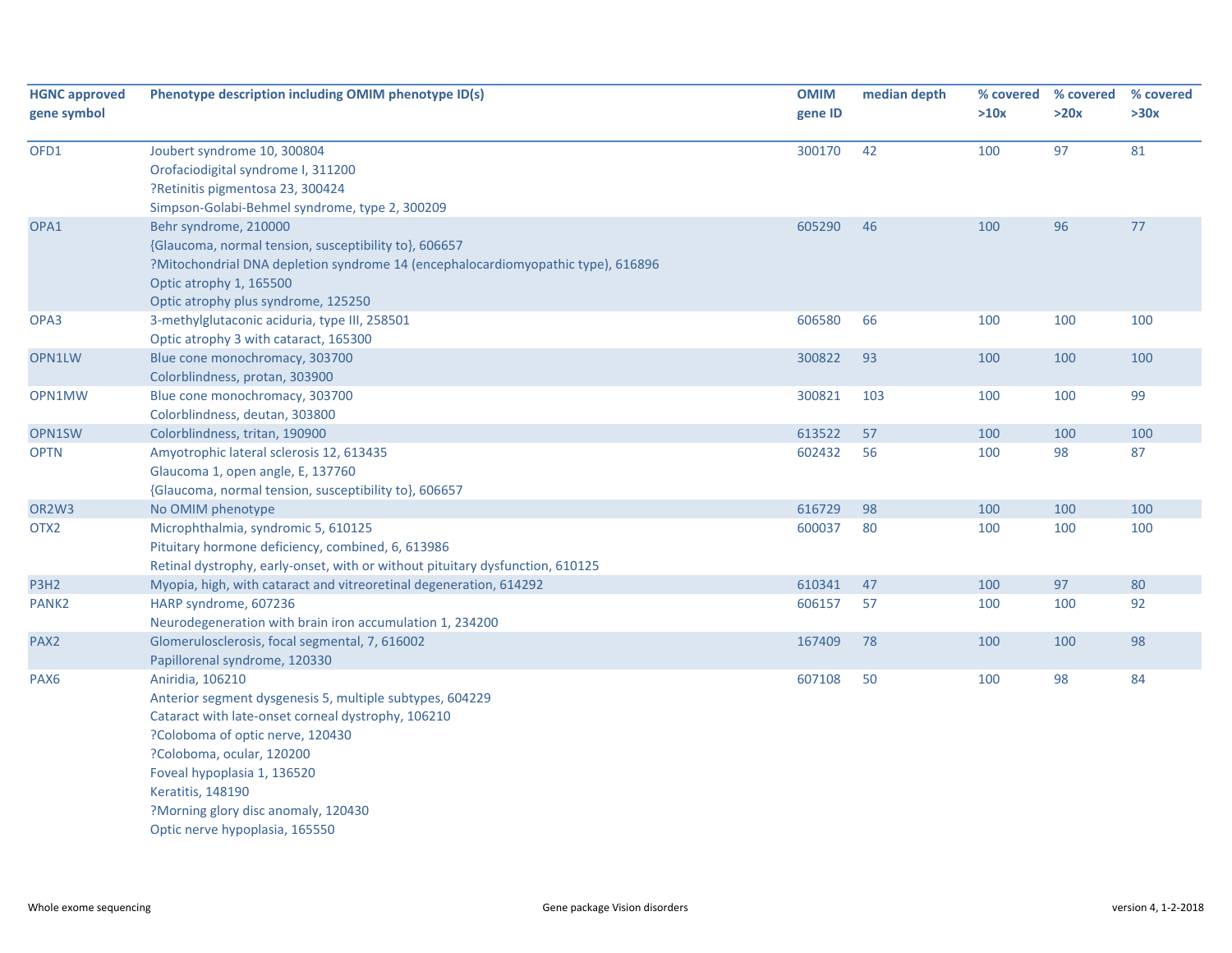| HGNC approved gene symbol | Phenotype description including OMIM phenotype ID(s) | OMIM gene ID | median depth | % covered >10x | % covered >20x | % covered >30x |
|---|---|---|---|---|---|---|
| OFD1 | Joubert syndrome 10, 300804<br>Orofaciodigital syndrome I, 311200<br>?Retinitis pigmentosa 23, 300424<br>Simpson-Golabi-Behmel syndrome, type 2, 300209 | 300170 | 42 | 100 | 97 | 81 |
| OPA1 | Behr syndrome, 210000<br>{Glaucoma, normal tension, susceptibility to}, 606657<br>?Mitochondrial DNA depletion syndrome 14 (encephalocardiomyopathic type), 616896<br>Optic atrophy 1, 165500<br>Optic atrophy plus syndrome, 125250 | 605290 | 46 | 100 | 96 | 77 |
| OPA3 | 3-methylglutaconic aciduria, type III, 258501<br>Optic atrophy 3 with cataract, 165300 | 606580 | 66 | 100 | 100 | 100 |
| OPN1LW | Blue cone monochromacy, 303700<br>Colorblindness, protan, 303900 | 300822 | 93 | 100 | 100 | 100 |
| OPN1MW | Blue cone monochromacy, 303700<br>Colorblindness, deutan, 303800 | 300821 | 103 | 100 | 100 | 99 |
| OPN1SW | Colorblindness, tritan, 190900 | 613522 | 57 | 100 | 100 | 100 |
| OPTN | Amyotrophic lateral sclerosis 12, 613435<br>Glaucoma 1, open angle, E, 137760<br>{Glaucoma, normal tension, susceptibility to}, 606657 | 602432 | 56 | 100 | 98 | 87 |
| OR2W3 | No OMIM phenotype | 616729 | 98 | 100 | 100 | 100 |
| OTX2 | Microphthalmia, syndromic 5, 610125<br>Pituitary hormone deficiency, combined, 6, 613986<br>Retinal dystrophy, early-onset, with or without pituitary dysfunction, 610125 | 600037 | 80 | 100 | 100 | 100 |
| P3H2 | Myopia, high, with cataract and vitreoretinal degeneration, 614292 | 610341 | 47 | 100 | 97 | 80 |
| PANK2 | HARP syndrome, 607236<br>Neurodegeneration with brain iron accumulation 1, 234200 | 606157 | 57 | 100 | 100 | 92 |
| PAX2 | Glomerulosclerosis, focal segmental, 7, 616002<br>Papillorenal syndrome, 120330 | 167409 | 78 | 100 | 100 | 98 |
| PAX6 | Aniridia, 106210<br>Anterior segment dysgenesis 5, multiple subtypes, 604229<br>Cataract with late-onset corneal dystrophy, 106210<br>?Coloboma of optic nerve, 120430<br>?Coloboma, ocular, 120200<br>Foveal hypoplasia 1, 136520<br>Keratitis, 148190<br>?Morning glory disc anomaly, 120430<br>Optic nerve hypoplasia, 165550 | 607108 | 50 | 100 | 98 | 84 |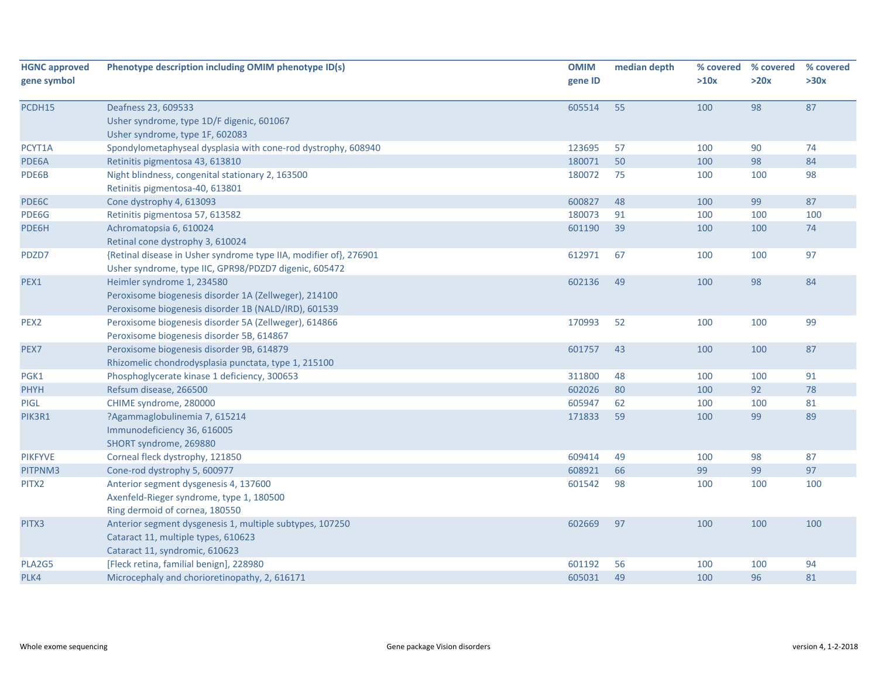| HGNC approved gene symbol | Phenotype description including OMIM phenotype ID(s) | OMIM gene ID | median depth | % covered >10x | % covered >20x | % covered >30x |
|---|---|---|---|---|---|---|
| PCDH15 | Deafness 23, 609533<br>Usher syndrome, type 1D/F digenic, 601067<br>Usher syndrome, type 1F, 602083 | 605514 | 55 | 100 | 98 | 87 |
| PCYT1A | Spondylometaphyseal dysplasia with cone-rod dystrophy, 608940 | 123695 | 57 | 100 | 90 | 74 |
| PDE6A | Retinitis pigmentosa 43, 613810 | 180071 | 50 | 100 | 98 | 84 |
| PDE6B | Night blindness, congenital stationary 2, 163500<br>Retinitis pigmentosa-40, 613801 | 180072 | 75 | 100 | 100 | 98 |
| PDE6C | Cone dystrophy 4, 613093 | 600827 | 48 | 100 | 99 | 87 |
| PDE6G | Retinitis pigmentosa 57, 613582 | 180073 | 91 | 100 | 100 | 100 |
| PDE6H | Achromatopsia 6, 610024<br>Retinal cone dystrophy 3, 610024 | 601190 | 39 | 100 | 100 | 74 |
| PDZD7 | {Retinal disease in Usher syndrome type IIA, modifier of}, 276901<br>Usher syndrome, type IIC, GPR98/PDZD7 digenic, 605472 | 612971 | 67 | 100 | 100 | 97 |
| PEX1 | Heimler syndrome 1, 234580<br>Peroxisome biogenesis disorder 1A (Zellweger), 214100<br>Peroxisome biogenesis disorder 1B (NALD/IRD), 601539 | 602136 | 49 | 100 | 98 | 84 |
| PEX2 | Peroxisome biogenesis disorder 5A (Zellweger), 614866<br>Peroxisome biogenesis disorder 5B, 614867 | 170993 | 52 | 100 | 100 | 99 |
| PEX7 | Peroxisome biogenesis disorder 9B, 614879<br>Rhizomelic chondrodysplasia punctata, type 1, 215100 | 601757 | 43 | 100 | 100 | 87 |
| PGK1 | Phosphoglycerate kinase 1 deficiency, 300653 | 311800 | 48 | 100 | 100 | 91 |
| PHYH | Refsum disease, 266500 | 602026 | 80 | 100 | 92 | 78 |
| PIGL | CHIME syndrome, 280000 | 605947 | 62 | 100 | 100 | 81 |
| PIK3R1 | ?Agammaglobulinemia 7, 615214<br>Immunodeficiency 36, 616005<br>SHORT syndrome, 269880 | 171833 | 59 | 100 | 99 | 89 |
| PIKFYVE | Corneal fleck dystrophy, 121850 | 609414 | 49 | 100 | 98 | 87 |
| PITPNM3 | Cone-rod dystrophy 5, 600977 | 608921 | 66 | 99 | 99 | 97 |
| PITX2 | Anterior segment dysgenesis 4, 137600<br>Axenfeld-Rieger syndrome, type 1, 180500<br>Ring dermoid of cornea, 180550 | 601542 | 98 | 100 | 100 | 100 |
| PITX3 | Anterior segment dysgenesis 1, multiple subtypes, 107250<br>Cataract 11, multiple types, 610623<br>Cataract 11, syndromic, 610623 | 602669 | 97 | 100 | 100 | 100 |
| PLA2G5 | [Fleck retina, familial benign], 228980 | 601192 | 56 | 100 | 100 | 94 |
| PLK4 | Microcephaly and chorioretinopathy, 2, 616171 | 605031 | 49 | 100 | 96 | 81 |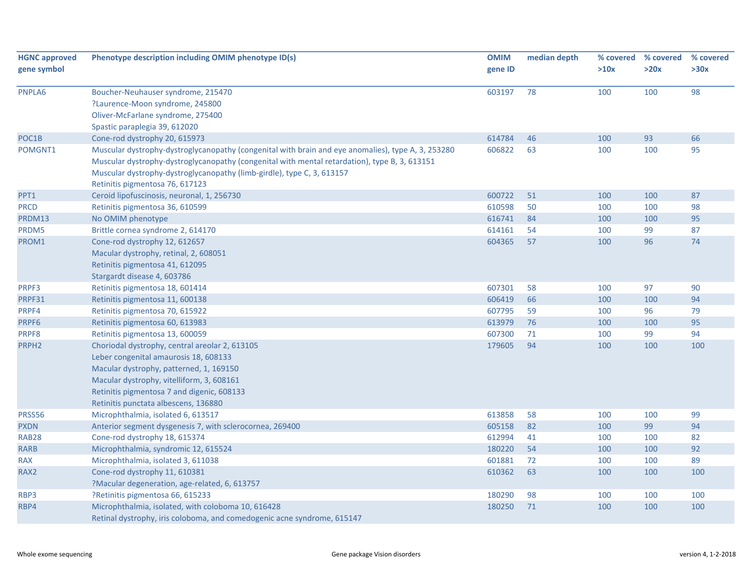| HGNC approved gene symbol | Phenotype description including OMIM phenotype ID(s) | OMIM gene ID | median depth | % covered >10x | % covered >20x | % covered >30x |
|---|---|---|---|---|---|---|
| PNPLA6 | Boucher-Neuhauser syndrome, 215470<br>?Laurence-Moon syndrome, 245800<br>Oliver-McFarlane syndrome, 275400<br>Spastic paraplegia 39, 612020 | 603197 | 78 | 100 | 100 | 98 |
| POC1B | Cone-rod dystrophy 20, 615973 | 614784 | 46 | 100 | 93 | 66 |
| POMGNT1 | Muscular dystrophy-dystroglycanopathy (congenital with brain and eye anomalies), type A, 3, 253280<br>Muscular dystrophy-dystroglycanopathy (congenital with mental retardation), type B, 3, 613151<br>Muscular dystrophy-dystroglycanopathy (limb-girdle), type C, 3, 613157<br>Retinitis pigmentosa 76, 617123 | 606822 | 63 | 100 | 100 | 95 |
| PPT1 | Ceroid lipofuscinosis, neuronal, 1, 256730 | 600722 | 51 | 100 | 100 | 87 |
| PRCD | Retinitis pigmentosa 36, 610599 | 610598 | 50 | 100 | 100 | 98 |
| PRDM13 | No OMIM phenotype | 616741 | 84 | 100 | 100 | 95 |
| PRDM5 | Brittle cornea syndrome 2, 614170 | 614161 | 54 | 100 | 99 | 87 |
| PROM1 | Cone-rod dystrophy 12, 612657<br>Macular dystrophy, retinal, 2, 608051<br>Retinitis pigmentosa 41, 612095<br>Stargardt disease 4, 603786 | 604365 | 57 | 100 | 96 | 74 |
| PRPF3 | Retinitis pigmentosa 18, 601414 | 607301 | 58 | 100 | 97 | 90 |
| PRPF31 | Retinitis pigmentosa 11, 600138 | 606419 | 66 | 100 | 100 | 94 |
| PRPF4 | Retinitis pigmentosa 70, 615922 | 607795 | 59 | 100 | 96 | 79 |
| PRPF6 | Retinitis pigmentosa 60, 613983 | 613979 | 76 | 100 | 100 | 95 |
| PRPF8 | Retinitis pigmentosa 13, 600059 | 607300 | 71 | 100 | 99 | 94 |
| PRPH2 | Choriodal dystrophy, central areolar 2, 613105<br>Leber congenital amaurosis 18, 608133<br>Macular dystrophy, patterned, 1, 169150<br>Macular dystrophy, vitelliform, 3, 608161<br>Retinitis pigmentosa 7 and digenic, 608133<br>Retinitis punctata albescens, 136880 | 179605 | 94 | 100 | 100 | 100 |
| PRSS56 | Microphthalmia, isolated 6, 613517 | 613858 | 58 | 100 | 100 | 99 |
| PXDN | Anterior segment dysgenesis 7, with sclerocornea, 269400 | 605158 | 82 | 100 | 99 | 94 |
| RAB28 | Cone-rod dystrophy 18, 615374 | 612994 | 41 | 100 | 100 | 82 |
| RARB | Microphthalmia, syndromic 12, 615524 | 180220 | 54 | 100 | 100 | 92 |
| RAX | Microphthalmia, isolated 3, 611038 | 601881 | 72 | 100 | 100 | 89 |
| RAX2 | Cone-rod dystrophy 11, 610381<br>?Macular degeneration, age-related, 6, 613757 | 610362 | 63 | 100 | 100 | 100 |
| RBP3 | ?Retinitis pigmentosa 66, 615233 | 180290 | 98 | 100 | 100 | 100 |
| RBP4 | Microphthalmia, isolated, with coloboma 10, 616428<br>Retinal dystrophy, iris coloboma, and comedogenic acne syndrome, 615147 | 180250 | 71 | 100 | 100 | 100 |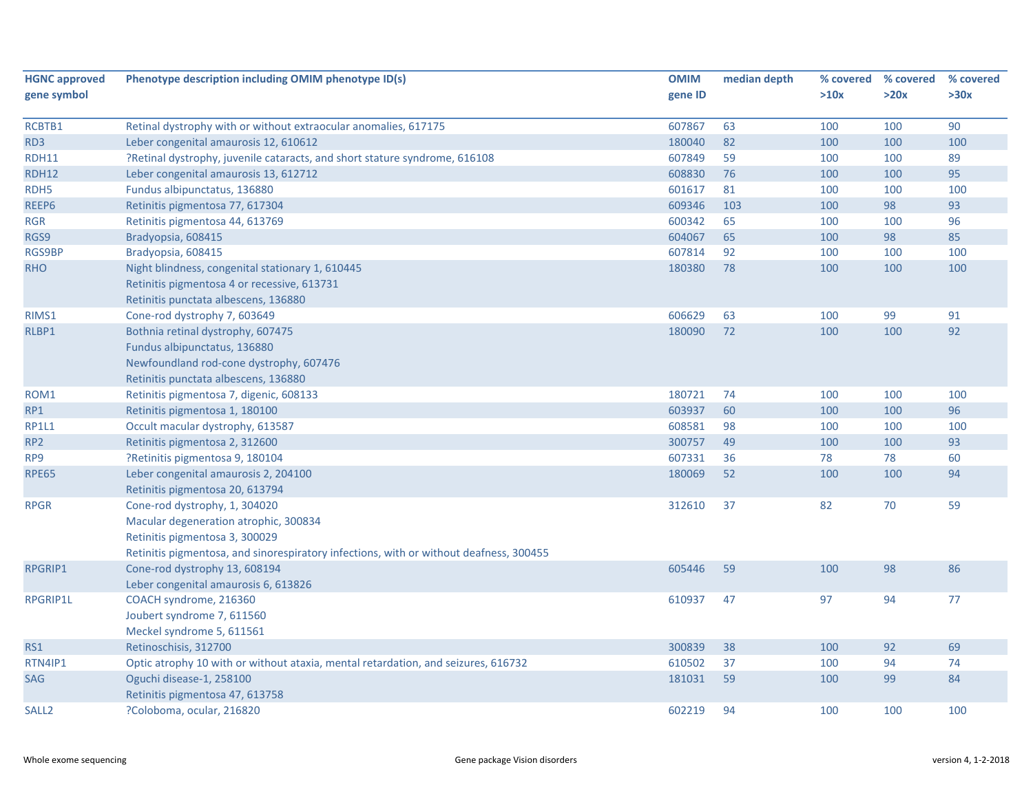| HGNC approved gene symbol | Phenotype description including OMIM phenotype ID(s) | OMIM gene ID | median depth | % covered >10x | % covered >20x | % covered >30x |
|---|---|---|---|---|---|---|
| RCBTB1 | Retinal dystrophy with or without extraocular anomalies, 617175 | 607867 | 63 | 100 | 100 | 90 |
| RD3 | Leber congenital amaurosis 12, 610612 | 180040 | 82 | 100 | 100 | 100 |
| RDH11 | ?Retinal dystrophy, juvenile cataracts, and short stature syndrome, 616108 | 607849 | 59 | 100 | 100 | 89 |
| RDH12 | Leber congenital amaurosis 13, 612712 | 608830 | 76 | 100 | 100 | 95 |
| RDH5 | Fundus albipunctatus, 136880 | 601617 | 81 | 100 | 100 | 100 |
| REEP6 | Retinitis pigmentosa 77, 617304 | 609346 | 103 | 100 | 98 | 93 |
| RGR | Retinitis pigmentosa 44, 613769 | 600342 | 65 | 100 | 100 | 96 |
| RGS9 | Bradyopsia, 608415 | 604067 | 65 | 100 | 98 | 85 |
| RGS9BP | Bradyopsia, 608415 | 607814 | 92 | 100 | 100 | 100 |
| RHO | Night blindness, congenital stationary 1, 610445<br>Retinitis pigmentosa 4 or recessive, 613731<br>Retinitis punctata albescens, 136880 | 180380 | 78 | 100 | 100 | 100 |
| RIMS1 | Cone-rod dystrophy 7, 603649 | 606629 | 63 | 100 | 99 | 91 |
| RLBP1 | Bothnia retinal dystrophy, 607475<br>Fundus albipunctatus, 136880<br>Newfoundland rod-cone dystrophy, 607476<br>Retinitis punctata albescens, 136880 | 180090 | 72 | 100 | 100 | 92 |
| ROM1 | Retinitis pigmentosa 7, digenic, 608133 | 180721 | 74 | 100 | 100 | 100 |
| RP1 | Retinitis pigmentosa 1, 180100 | 603937 | 60 | 100 | 100 | 96 |
| RP1L1 | Occult macular dystrophy, 613587 | 608581 | 98 | 100 | 100 | 100 |
| RP2 | Retinitis pigmentosa 2, 312600 | 300757 | 49 | 100 | 100 | 93 |
| RP9 | ?Retinitis pigmentosa 9, 180104 | 607331 | 36 | 78 | 78 | 60 |
| RPE65 | Leber congenital amaurosis 2, 204100<br>Retinitis pigmentosa 20, 613794 | 180069 | 52 | 100 | 100 | 94 |
| RPGR | Cone-rod dystrophy, 1, 304020<br>Macular degeneration atrophic, 300834<br>Retinitis pigmentosa 3, 300029<br>Retinitis pigmentosa, and sinorespiratory infections, with or without deafness, 300455 | 312610 | 37 | 82 | 70 | 59 |
| RPGRIP1 | Cone-rod dystrophy 13, 608194<br>Leber congenital amaurosis 6, 613826 | 605446 | 59 | 100 | 98 | 86 |
| RPGRIP1L | COACH syndrome, 216360<br>Joubert syndrome 7, 611560<br>Meckel syndrome 5, 611561 | 610937 | 47 | 97 | 94 | 77 |
| RS1 | Retinoschisis, 312700 | 300839 | 38 | 100 | 92 | 69 |
| RTN4IP1 | Optic atrophy 10 with or without ataxia, mental retardation, and seizures, 616732 | 610502 | 37 | 100 | 94 | 74 |
| SAG | Oguchi disease-1, 258100<br>Retinitis pigmentosa 47, 613758 | 181031 | 59 | 100 | 99 | 84 |
| SALL2 | ?Coloboma, ocular, 216820 | 602219 | 94 | 100 | 100 | 100 |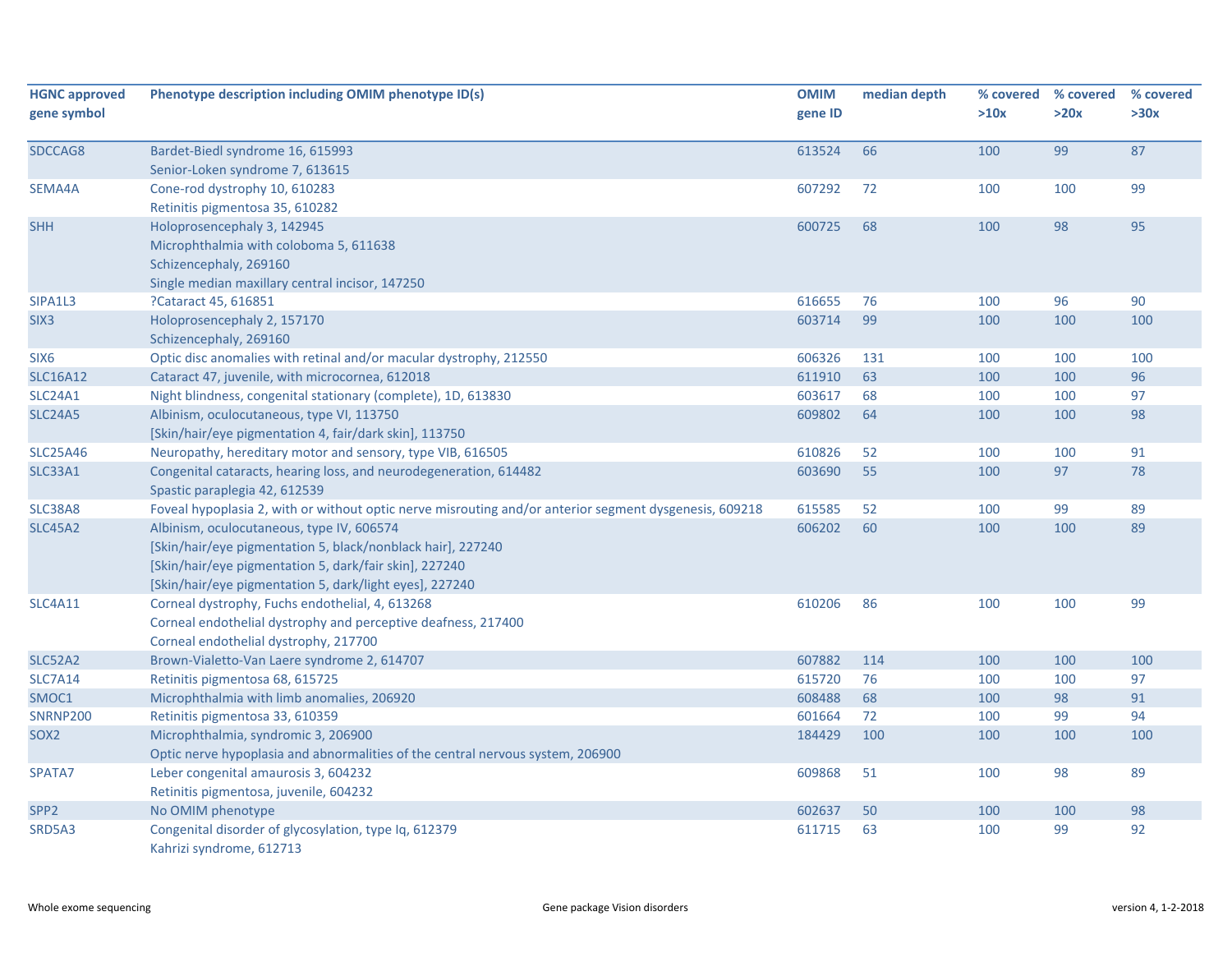| HGNC approved gene symbol | Phenotype description including OMIM phenotype ID(s) | OMIM gene ID | median depth | % covered >10x | % covered >20x | % covered >30x |
|---|---|---|---|---|---|---|
| SDCCAG8 | Bardet-Biedl syndrome 16, 615993<br>Senior-Loken syndrome 7, 613615 | 613524 | 66 | 100 | 99 | 87 |
| SEMA4A | Cone-rod dystrophy 10, 610283<br>Retinitis pigmentosa 35, 610282 | 607292 | 72 | 100 | 100 | 99 |
| SHH | Holoprosencephaly 3, 142945<br>Microphthalmia with coloboma 5, 611638<br>Schizencephaly, 269160<br>Single median maxillary central incisor, 147250 | 600725 | 68 | 100 | 98 | 95 |
| SIPA1L3 | ?Cataract 45, 616851 | 616655 | 76 | 100 | 96 | 90 |
| SIX3 | Holoprosencephaly 2, 157170<br>Schizencephaly, 269160 | 603714 | 99 | 100 | 100 | 100 |
| SIX6 | Optic disc anomalies with retinal and/or macular dystrophy, 212550 | 606326 | 131 | 100 | 100 | 100 |
| SLC16A12 | Cataract 47, juvenile, with microcornea, 612018 | 611910 | 63 | 100 | 100 | 96 |
| SLC24A1 | Night blindness, congenital stationary (complete), 1D, 613830 | 603617 | 68 | 100 | 100 | 97 |
| SLC24A5 | Albinism, oculocutaneous, type VI, 113750<br>[Skin/hair/eye pigmentation 4, fair/dark skin], 113750 | 609802 | 64 | 100 | 100 | 98 |
| SLC25A46 | Neuropathy, hereditary motor and sensory, type VIB, 616505 | 610826 | 52 | 100 | 100 | 91 |
| SLC33A1 | Congenital cataracts, hearing loss, and neurodegeneration, 614482<br>Spastic paraplegia 42, 612539 | 603690 | 55 | 100 | 97 | 78 |
| SLC38A8 | Foveal hypoplasia 2, with or without optic nerve misrouting and/or anterior segment dysgenesis, 609218 | 615585 | 52 | 100 | 99 | 89 |
| SLC45A2 | Albinism, oculocutaneous, type IV, 606574<br>[Skin/hair/eye pigmentation 5, black/nonblack hair], 227240<br>[Skin/hair/eye pigmentation 5, dark/fair skin], 227240<br>[Skin/hair/eye pigmentation 5, dark/light eyes], 227240 | 606202 | 60 | 100 | 100 | 89 |
| SLC4A11 | Corneal dystrophy, Fuchs endothelial, 4, 613268<br>Corneal endothelial dystrophy and perceptive deafness, 217400<br>Corneal endothelial dystrophy, 217700 | 610206 | 86 | 100 | 100 | 99 |
| SLC52A2 | Brown-Vialetto-Van Laere syndrome 2, 614707 | 607882 | 114 | 100 | 100 | 100 |
| SLC7A14 | Retinitis pigmentosa 68, 615725 | 615720 | 76 | 100 | 100 | 97 |
| SMOC1 | Microphthalmia with limb anomalies, 206920 | 608488 | 68 | 100 | 98 | 91 |
| SNRNP200 | Retinitis pigmentosa 33, 610359 | 601664 | 72 | 100 | 99 | 94 |
| SOX2 | Microphthalmia, syndromic 3, 206900<br>Optic nerve hypoplasia and abnormalities of the central nervous system, 206900 | 184429 | 100 | 100 | 100 | 100 |
| SPATA7 | Leber congenital amaurosis 3, 604232<br>Retinitis pigmentosa, juvenile, 604232 | 609868 | 51 | 100 | 98 | 89 |
| SPP2 | No OMIM phenotype | 602637 | 50 | 100 | 100 | 98 |
| SRD5A3 | Congenital disorder of glycosylation, type Iq, 612379<br>Kahrizi syndrome, 612713 | 611715 | 63 | 100 | 99 | 92 |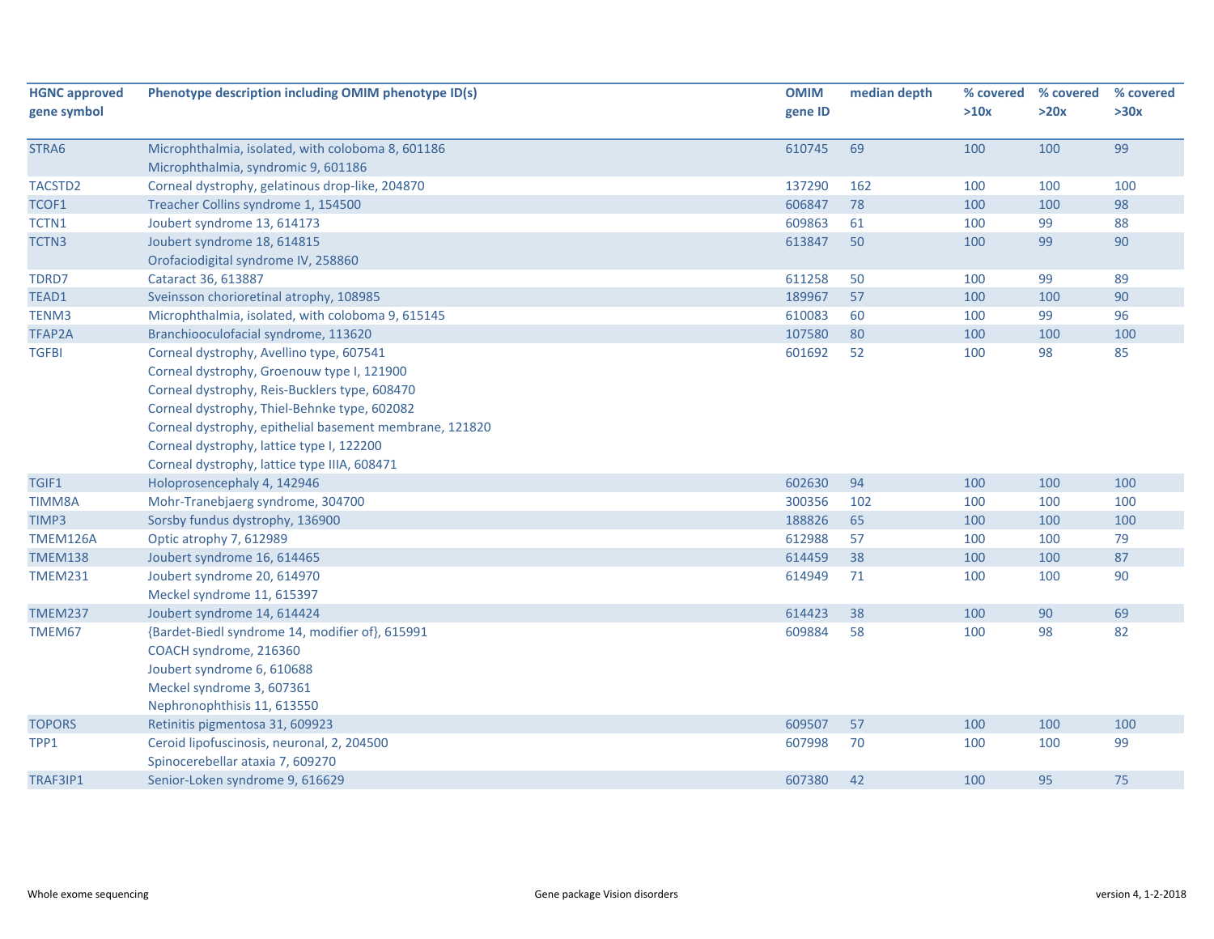| HGNC approved gene symbol | Phenotype description including OMIM phenotype ID(s) | OMIM gene ID | median depth | % covered >10x | % covered >20x | % covered >30x |
|---|---|---|---|---|---|---|
| STRA6 | Microphthalmia, isolated, with coloboma 8, 601186<br>Microphthalmia, syndromic 9, 601186 | 610745 | 69 | 100 | 100 | 99 |
| TACSTD2 | Corneal dystrophy, gelatinous drop-like, 204870 | 137290 | 162 | 100 | 100 | 100 |
| TCOF1 | Treacher Collins syndrome 1, 154500 | 606847 | 78 | 100 | 100 | 98 |
| TCTN1 | Joubert syndrome 13, 614173 | 609863 | 61 | 100 | 99 | 88 |
| TCTN3 | Joubert syndrome 18, 614815<br>Orofaciodigital syndrome IV, 258860 | 613847 | 50 | 100 | 99 | 90 |
| TDRD7 | Cataract 36, 613887 | 611258 | 50 | 100 | 99 | 89 |
| TEAD1 | Sveinsson chorioretinal atrophy, 108985 | 189967 | 57 | 100 | 100 | 90 |
| TENM3 | Microphthalmia, isolated, with coloboma 9, 615145 | 610083 | 60 | 100 | 99 | 96 |
| TFAP2A | Branchiooculofacial syndrome, 113620 | 107580 | 80 | 100 | 100 | 100 |
| TGFBI | Corneal dystrophy, Avellino type, 607541<br>Corneal dystrophy, Groenouw type I, 121900<br>Corneal dystrophy, Reis-Bucklers type, 608470<br>Corneal dystrophy, Thiel-Behnke type, 602082<br>Corneal dystrophy, epithelial basement membrane, 121820<br>Corneal dystrophy, lattice type I, 122200<br>Corneal dystrophy, lattice type IIIA, 608471 | 601692 | 52 | 100 | 98 | 85 |
| TGIF1 | Holoprosencephaly 4, 142946 | 602630 | 94 | 100 | 100 | 100 |
| TIMM8A | Mohr-Tranebjaerg syndrome, 304700 | 300356 | 102 | 100 | 100 | 100 |
| TIMP3 | Sorsby fundus dystrophy, 136900 | 188826 | 65 | 100 | 100 | 100 |
| TMEM126A | Optic atrophy 7, 612989 | 612988 | 57 | 100 | 100 | 79 |
| TMEM138 | Joubert syndrome 16, 614465 | 614459 | 38 | 100 | 100 | 87 |
| TMEM231 | Joubert syndrome 20, 614970<br>Meckel syndrome 11, 615397 | 614949 | 71 | 100 | 100 | 90 |
| TMEM237 | Joubert syndrome 14, 614424 | 614423 | 38 | 100 | 90 | 69 |
| TMEM67 | {Bardet-Biedl syndrome 14, modifier of}, 615991<br>COACH syndrome, 216360<br>Joubert syndrome 6, 610688<br>Meckel syndrome 3, 607361<br>Nephronophthisis 11, 613550 | 609884 | 58 | 100 | 98 | 82 |
| TOPORS | Retinitis pigmentosa 31, 609923 | 609507 | 57 | 100 | 100 | 100 |
| TPP1 | Ceroid lipofuscinosis, neuronal, 2, 204500<br>Spinocerebellar ataxia 7, 609270 | 607998 | 70 | 100 | 100 | 99 |
| TRAF3IP1 | Senior-Loken syndrome 9, 616629 | 607380 | 42 | 100 | 95 | 75 |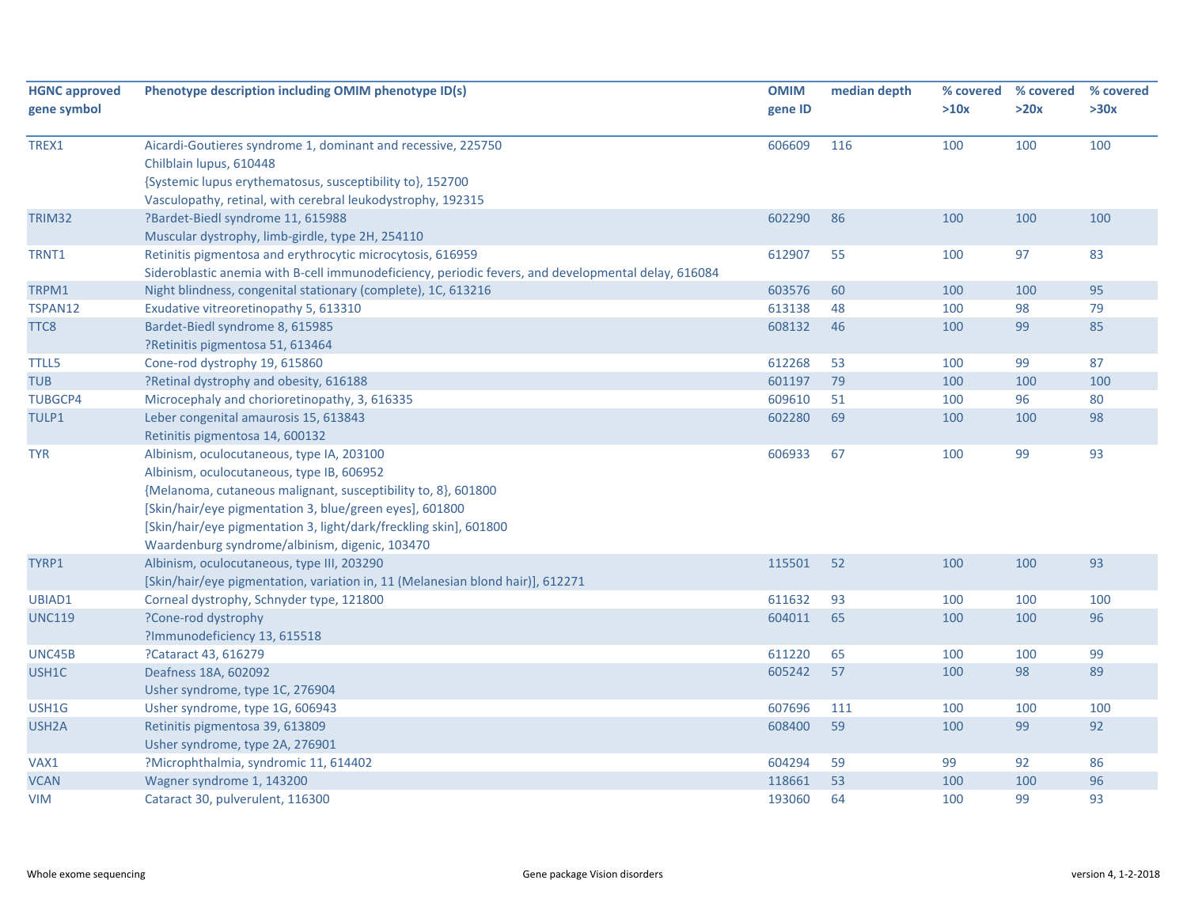| HGNC approved gene symbol | Phenotype description including OMIM phenotype ID(s) | OMIM gene ID | median depth | % covered >10x | % covered >20x | % covered >30x |
|---|---|---|---|---|---|---|
| TREX1 | Aicardi-Goutieres syndrome 1, dominant and recessive, 225750<br>Chilblain lupus, 610448<br>{Systemic lupus erythematosus, susceptibility to}, 152700<br>Vasculopathy, retinal, with cerebral leukodystrophy, 192315 | 606609 | 116 | 100 | 100 | 100 |
| TRIM32 | ?Bardet-Biedl syndrome 11, 615988<br>Muscular dystrophy, limb-girdle, type 2H, 254110 | 602290 | 86 | 100 | 100 | 100 |
| TRNT1 | Retinitis pigmentosa and erythrocytic microcytosis, 616959<br>Sideroblastic anemia with B-cell immunodeficiency, periodic fevers, and developmental delay, 616084 | 612907 | 55 | 100 | 97 | 83 |
| TRPM1 | Night blindness, congenital stationary (complete), 1C, 613216 | 603576 | 60 | 100 | 100 | 95 |
| TSPAN12 | Exudative vitreoretinopathy 5, 613310 | 613138 | 48 | 100 | 98 | 79 |
| TTC8 | Bardet-Biedl syndrome 8, 615985<br>?Retinitis pigmentosa 51, 613464 | 608132 | 46 | 100 | 99 | 85 |
| TTLL5 | Cone-rod dystrophy 19, 615860 | 612268 | 53 | 100 | 99 | 87 |
| TUB | ?Retinal dystrophy and obesity, 616188 | 601197 | 79 | 100 | 100 | 100 |
| TUBGCP4 | Microcephaly and chorioretinopathy, 3, 616335 | 609610 | 51 | 100 | 96 | 80 |
| TULP1 | Leber congenital amaurosis 15, 613843<br>Retinitis pigmentosa 14, 600132 | 602280 | 69 | 100 | 100 | 98 |
| TYR | Albinism, oculocutaneous, type IA, 203100<br>Albinism, oculocutaneous, type IB, 606952<br>{Melanoma, cutaneous malignant, susceptibility to, 8}, 601800<br>[Skin/hair/eye pigmentation 3, blue/green eyes], 601800<br>[Skin/hair/eye pigmentation 3, light/dark/freckling skin], 601800<br>Waardenburg syndrome/albinism, digenic, 103470 | 606933 | 67 | 100 | 99 | 93 |
| TYRP1 | Albinism, oculocutaneous, type III, 203290<br>[Skin/hair/eye pigmentation, variation in, 11 (Melanesian blond hair)], 612271 | 115501 | 52 | 100 | 100 | 93 |
| UBIAD1 | Corneal dystrophy, Schnyder type, 121800 | 611632 | 93 | 100 | 100 | 100 |
| UNC119 | ?Cone-rod dystrophy<br>?Immunodeficiency 13, 615518 | 604011 | 65 | 100 | 100 | 96 |
| UNC45B | ?Cataract 43, 616279 | 611220 | 65 | 100 | 100 | 99 |
| USH1C | Deafness 18A, 602092<br>Usher syndrome, type 1C, 276904 | 605242 | 57 | 100 | 98 | 89 |
| USH1G | Usher syndrome, type 1G, 606943 | 607696 | 111 | 100 | 100 | 100 |
| USH2A | Retinitis pigmentosa 39, 613809<br>Usher syndrome, type 2A, 276901 | 608400 | 59 | 100 | 99 | 92 |
| VAX1 | ?Microphthalmia, syndromic 11, 614402 | 604294 | 59 | 99 | 92 | 86 |
| VCAN | Wagner syndrome 1, 143200 | 118661 | 53 | 100 | 100 | 96 |
| VIM | Cataract 30, pulverulent, 116300 | 193060 | 64 | 100 | 99 | 93 |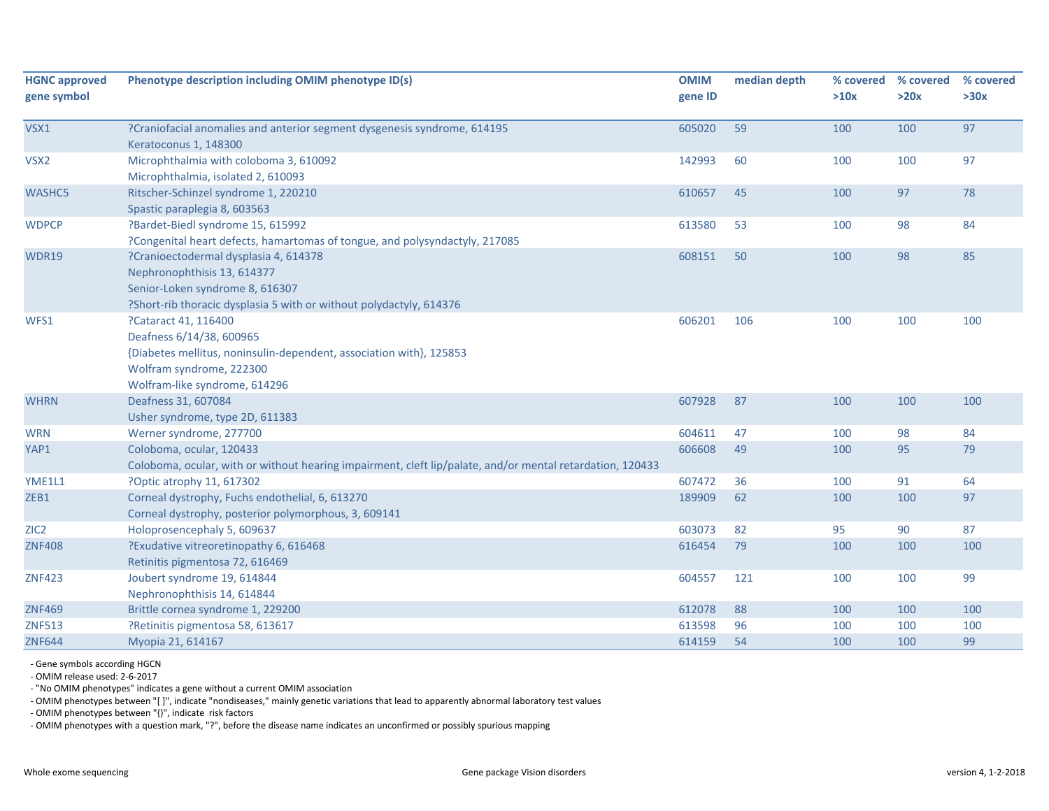| HGNC approved gene symbol | Phenotype description including OMIM phenotype ID(s) | OMIM gene ID | median depth | % covered >10x | % covered >20x | % covered >30x |
|---|---|---|---|---|---|---|
| VSX1 | ?Craniofacial anomalies and anterior segment dysgenesis syndrome, 614195<br>Keratoconus 1, 148300 | 605020 | 59 | 100 | 100 | 97 |
| VSX2 | Microphthalmia with coloboma 3, 610092<br>Microphthalmia, isolated 2, 610093 | 142993 | 60 | 100 | 100 | 97 |
| WASHC5 | Ritscher-Schinzel syndrome 1, 220210<br>Spastic paraplegia 8, 603563 | 610657 | 45 | 100 | 97 | 78 |
| WDPCP | ?Bardet-Biedl syndrome 15, 615992<br>?Congenital heart defects, hamartomas of tongue, and polysyndactyly, 217085 | 613580 | 53 | 100 | 98 | 84 |
| WDR19 | ?Cranioectodermal dysplasia 4, 614378<br>Nephronophthisis 13, 614377<br>Senior-Loken syndrome 8, 616307<br>?Short-rib thoracic dysplasia 5 with or without polydactyly, 614376 | 608151 | 50 | 100 | 98 | 85 |
| WFS1 | ?Cataract 41, 116400<br>Deafness 6/14/38, 600965<br>{Diabetes mellitus, noninsulin-dependent, association with}, 125853<br>Wolfram syndrome, 222300<br>Wolfram-like syndrome, 614296 | 606201 | 106 | 100 | 100 | 100 |
| WHRN | Deafness 31, 607084<br>Usher syndrome, type 2D, 611383 | 607928 | 87 | 100 | 100 | 100 |
| WRN | Werner syndrome, 277700 | 604611 | 47 | 100 | 98 | 84 |
| YAP1 | Coloboma, ocular, 120433<br>Coloboma, ocular, with or without hearing impairment, cleft lip/palate, and/or mental retardation, 120433 | 606608 | 49 | 100 | 95 | 79 |
| YME1L1 | ?Optic atrophy 11, 617302 | 607472 | 36 | 100 | 91 | 64 |
| ZEB1 | Corneal dystrophy, Fuchs endothelial, 6, 613270<br>Corneal dystrophy, posterior polymorphous, 3, 609141 | 189909 | 62 | 100 | 100 | 97 |
| ZIC2 | Holoprosencephaly 5, 609637 | 603073 | 82 | 95 | 90 | 87 |
| ZNF408 | ?Exudative vitreoretinopathy 6, 616468<br>Retinitis pigmentosa 72, 616469 | 616454 | 79 | 100 | 100 | 100 |
| ZNF423 | Joubert syndrome 19, 614844<br>Nephronophthisis 14, 614844 | 604557 | 121 | 100 | 100 | 99 |
| ZNF469 | Brittle cornea syndrome 1, 229200 | 612078 | 88 | 100 | 100 | 100 |
| ZNF513 | ?Retinitis pigmentosa 58, 613617 | 613598 | 96 | 100 | 100 | 100 |
| ZNF644 | Myopia 21, 614167 | 614159 | 54 | 100 | 100 | 99 |

- Gene symbols according HGCN
- OMIM release used: 2-6-2017
- "No OMIM phenotypes" indicates a gene without a current OMIM association
- OMIM phenotypes between "[ ]", indicate "nondiseases," mainly genetic variations that lead to apparently abnormal laboratory test values
- OMIM phenotypes between "{}", indicate risk factors
- OMIM phenotypes with a question mark, "?", before the disease name indicates an unconfirmed or possibly spurious mapping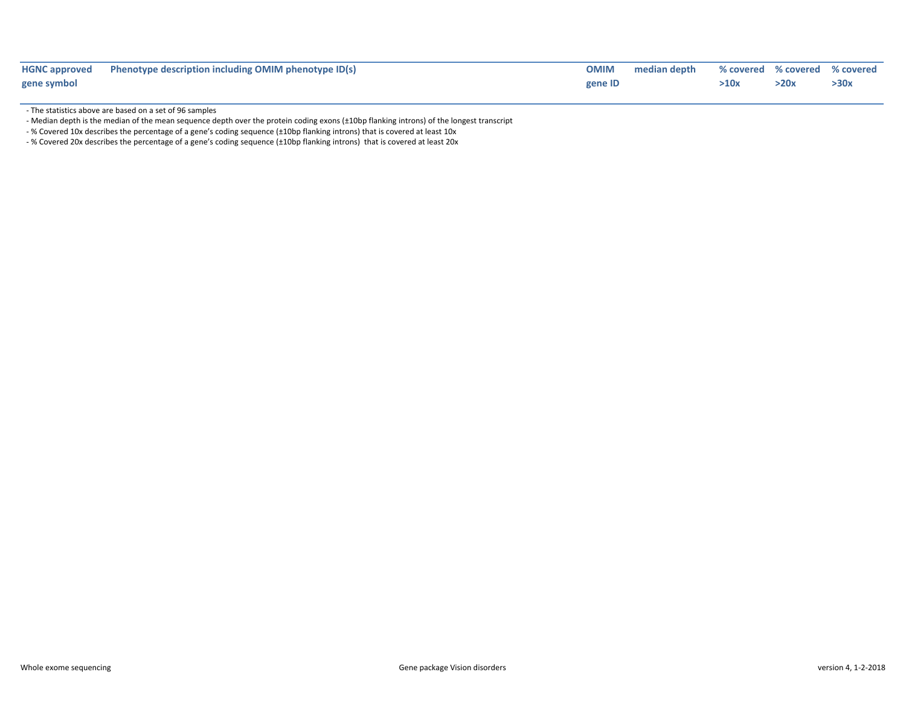| HGNC approved gene symbol | Phenotype description including OMIM phenotype ID(s) | OMIM gene ID | median depth | % covered >10x | % covered >20x | % covered >30x |
|---|---|---|---|---|---|---|

- The statistics above are based on a set of 96 samples
- Median depth is the median of the mean sequence depth over the protein coding exons (±10bp flanking introns) of the longest transcript
- % Covered 10x describes the percentage of a gene's coding sequence (±10bp flanking introns) that is covered at least 10x
- % Covered 20x describes the percentage of a gene's coding sequence (±10bp flanking introns) that is covered at least 20x